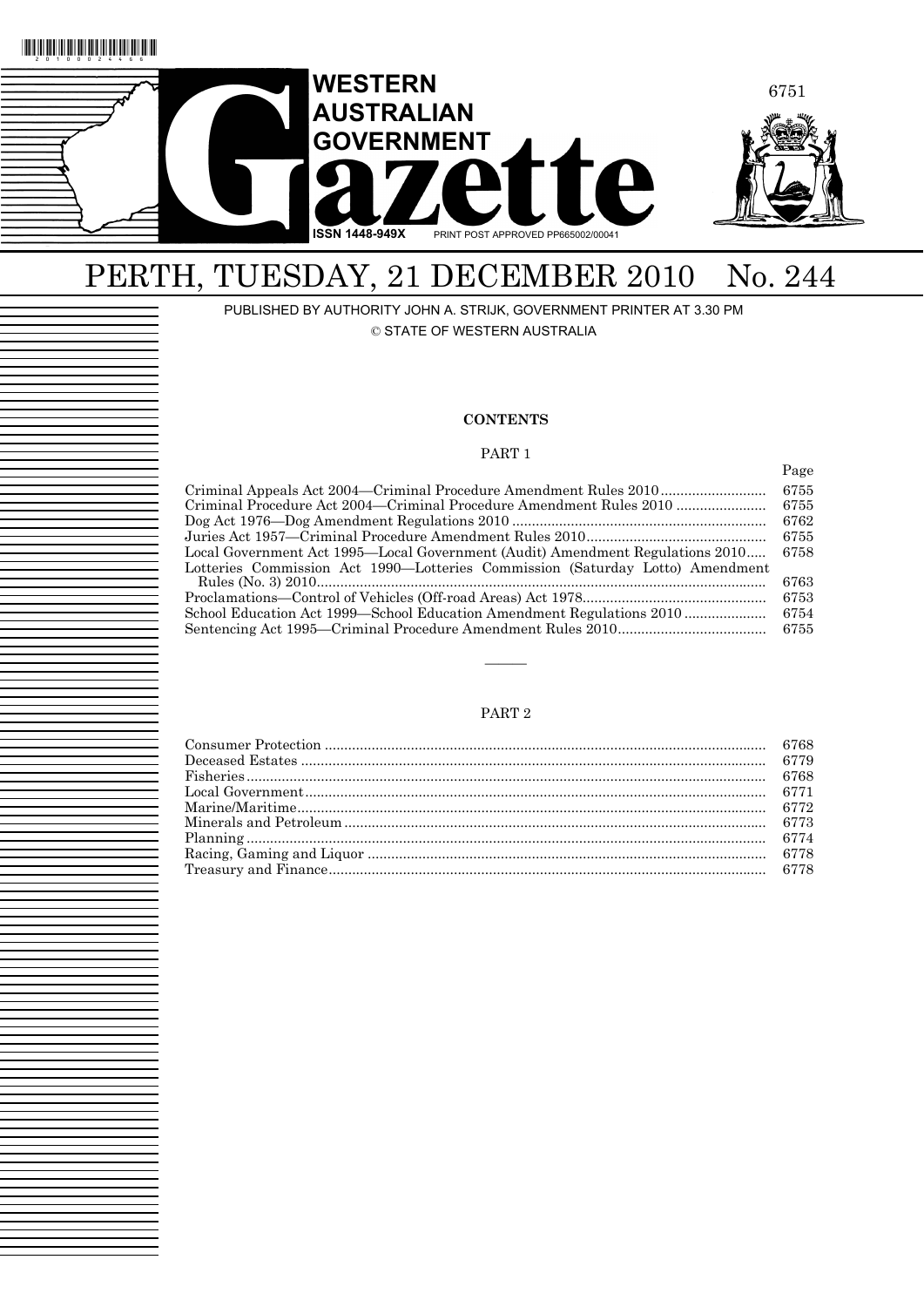# WESTERN AUSTRALIAN GOVERNMENT Gazette

ISSN 1448-949X PRINT POST APPROVED PP665002/00041

## PERTH, TUESDAY, 21 DECEMBER 2010 No. 244

PUBLISHED BY AUTHORITY JOHN A. STRIJK, GOVERNMENT PRINTER AT 3.30 PM

© STATE OF WESTERN AUSTRALIA

### CONTENTS

#### PART 1

| | Page |
|---|---|
| Criminal Appeals Act 2004—Criminal Procedure Amendment Rules 2010 | 6755 |
| Criminal Procedure Act 2004—Criminal Procedure Amendment Rules 2010 | 6755 |
| Dog Act 1976—Dog Amendment Regulations 2010 | 6762 |
| Juries Act 1957—Criminal Procedure Amendment Rules 2010 | 6755 |
| Local Government Act 1995—Local Government (Audit) Amendment Regulations 2010 | 6758 |
| Lotteries Commission Act 1990—Lotteries Commission (Saturday Lotto) Amendment Rules (No. 3) 2010 | 6763 |
| Proclamations—Control of Vehicles (Off-road Areas) Act 1978 | 6753 |
| School Education Act 1999—School Education Amendment Regulations 2010 | 6754 |
| Sentencing Act 1995—Criminal Procedure Amendment Rules 2010 | 6755 |

---

#### PART 2

| | |
|---|---|
| Consumer Protection | 6768 |
| Deceased Estates | 6779 |
| Fisheries | 6768 |
| Local Government | 6771 |
| Marine/Maritime | 6772 |
| Minerals and Petroleum | 6773 |
| Planning | 6774 |
| Racing, Gaming and Liquor | 6778 |
| Treasury and Finance | 6778 |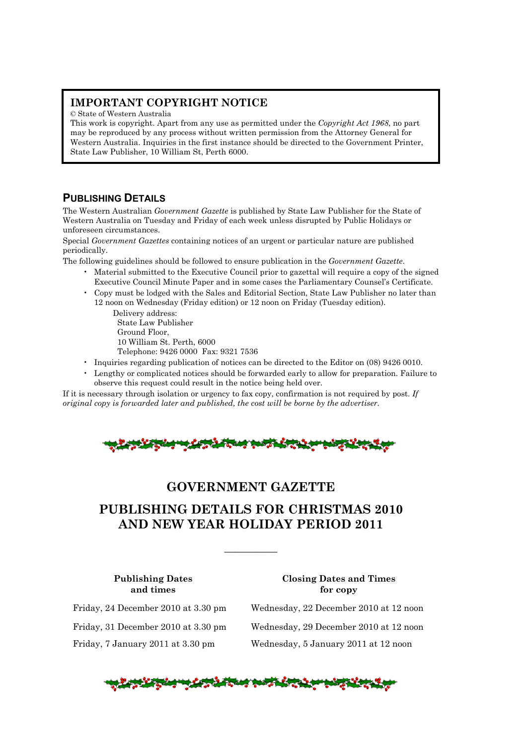## IMPORTANT COPYRIGHT NOTICE

© State of Western Australia

This work is copyright. Apart from any use as permitted under the *Copyright Act 1968*, no part may be reproduced by any process without written permission from the Attorney General for Western Australia. Inquiries in the first instance should be directed to the Government Printer, State Law Publisher, 10 William St, Perth 6000.

## PUBLISHING DETAILS

The Western Australian *Government Gazette* is published by State Law Publisher for the State of Western Australia on Tuesday and Friday of each week unless disrupted by Public Holidays or unforeseen circumstances.

Special *Government Gazettes* containing notices of an urgent or particular nature are published periodically.

The following guidelines should be followed to ensure publication in the *Government Gazette*.

- Material submitted to the Executive Council prior to gazettal will require a copy of the signed Executive Council Minute Paper and in some cases the Parliamentary Counsel's Certificate.
- Copy must be lodged with the Sales and Editorial Section, State Law Publisher no later than 12 noon on Wednesday (Friday edition) or 12 noon on Friday (Tuesday edition).

  Delivery address:
  State Law Publisher
  Ground Floor,
  10 William St. Perth, 6000
  Telephone: 9426 0000 Fax: 9321 7536
- Inquiries regarding publication of notices can be directed to the Editor on (08) 9426 0010.
- Lengthy or complicated notices should be forwarded early to allow for preparation. Failure to observe this request could result in the notice being held over.

If it is necessary through isolation or urgency to fax copy, confirmation is not required by post. *If original copy is forwarded later and published, the cost will be borne by the advertiser.*

# GOVERNMENT GAZETTE

# PUBLISHING DETAILS FOR CHRISTMAS 2010 AND NEW YEAR HOLIDAY PERIOD 2011

---

| Publishing Dates and times | Closing Dates and Times for copy |
|---|---|
| Friday, 24 December 2010 at 3.30 pm | Wednesday, 22 December 2010 at 12 noon |
| Friday, 31 December 2010 at 3.30 pm | Wednesday, 29 December 2010 at 12 noon |
| Friday, 7 January 2011 at 3.30 pm | Wednesday, 5 January 2011 at 12 noon |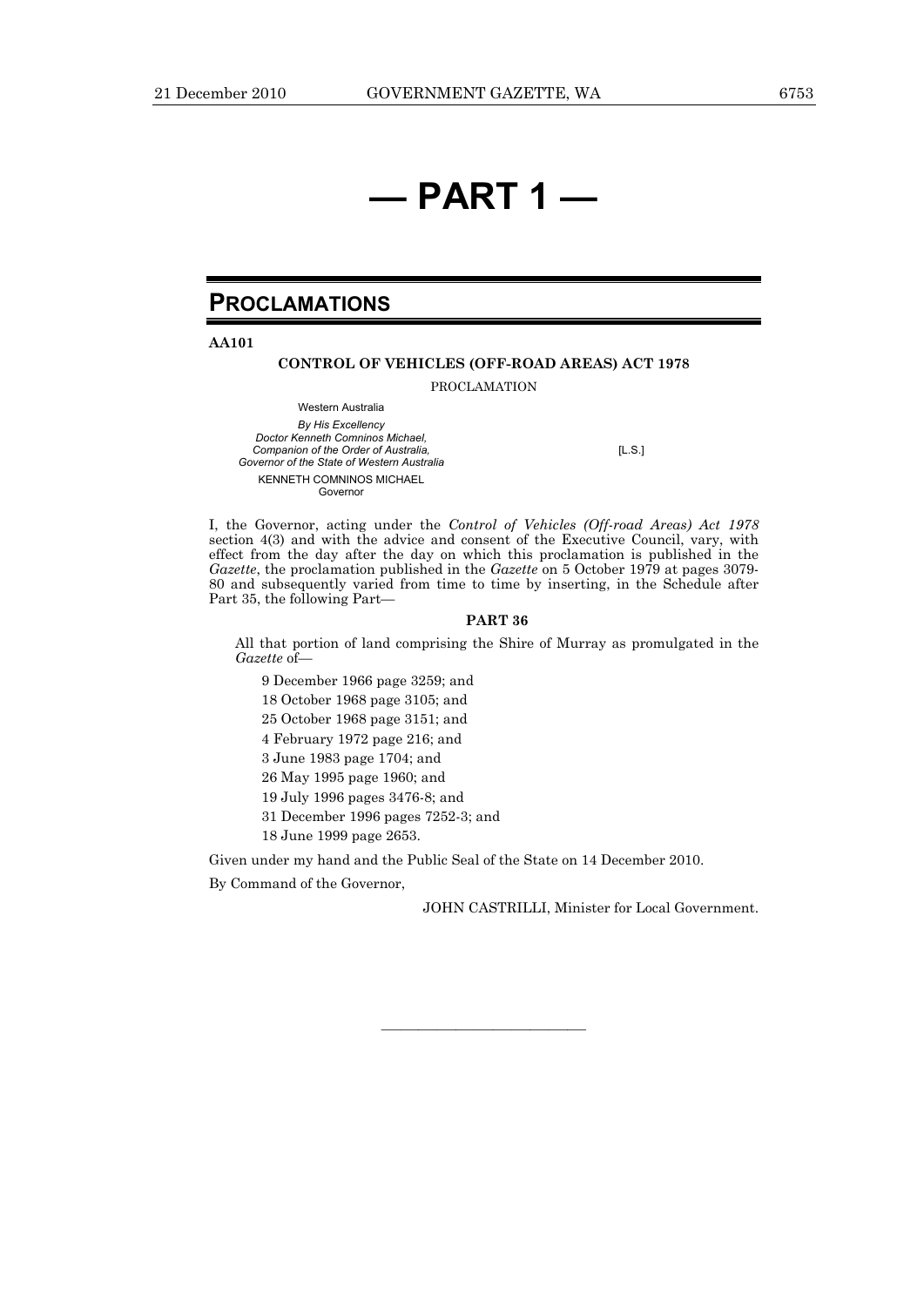# — PART 1 —

## PROCLAMATIONS

**AA101**

**CONTROL OF VEHICLES (OFF-ROAD AREAS) ACT 1978**

PROCLAMATION

Western Australia

*By His Excellency*
*Doctor Kenneth Comninos Michael,*
*Companion of the Order of Australia,*
*Governor of the State of Western Australia*

KENNETH COMNINOS MICHAEL
Governor

[L.S.]

I, the Governor, acting under the *Control of Vehicles (Off-road Areas) Act 1978* section 4(3) and with the advice and consent of the Executive Council, vary, with effect from the day after the day on which this proclamation is published in the *Gazette*, the proclamation published in the *Gazette* on 5 October 1979 at pages 3079-80 and subsequently varied from time to time by inserting, in the Schedule after Part 35, the following Part—

**PART 36**

All that portion of land comprising the Shire of Murray as promulgated in the *Gazette* of—

9 December 1966 page 3259; and

18 October 1968 page 3105; and

25 October 1968 page 3151; and

4 February 1972 page 216; and

3 June 1983 page 1704; and

26 May 1995 page 1960; and

19 July 1996 pages 3476-8; and

31 December 1996 pages 7252-3; and

18 June 1999 page 2653.

Given under my hand and the Public Seal of the State on 14 December 2010.

By Command of the Governor,

JOHN CASTRILLI, Minister for Local Government.

———————————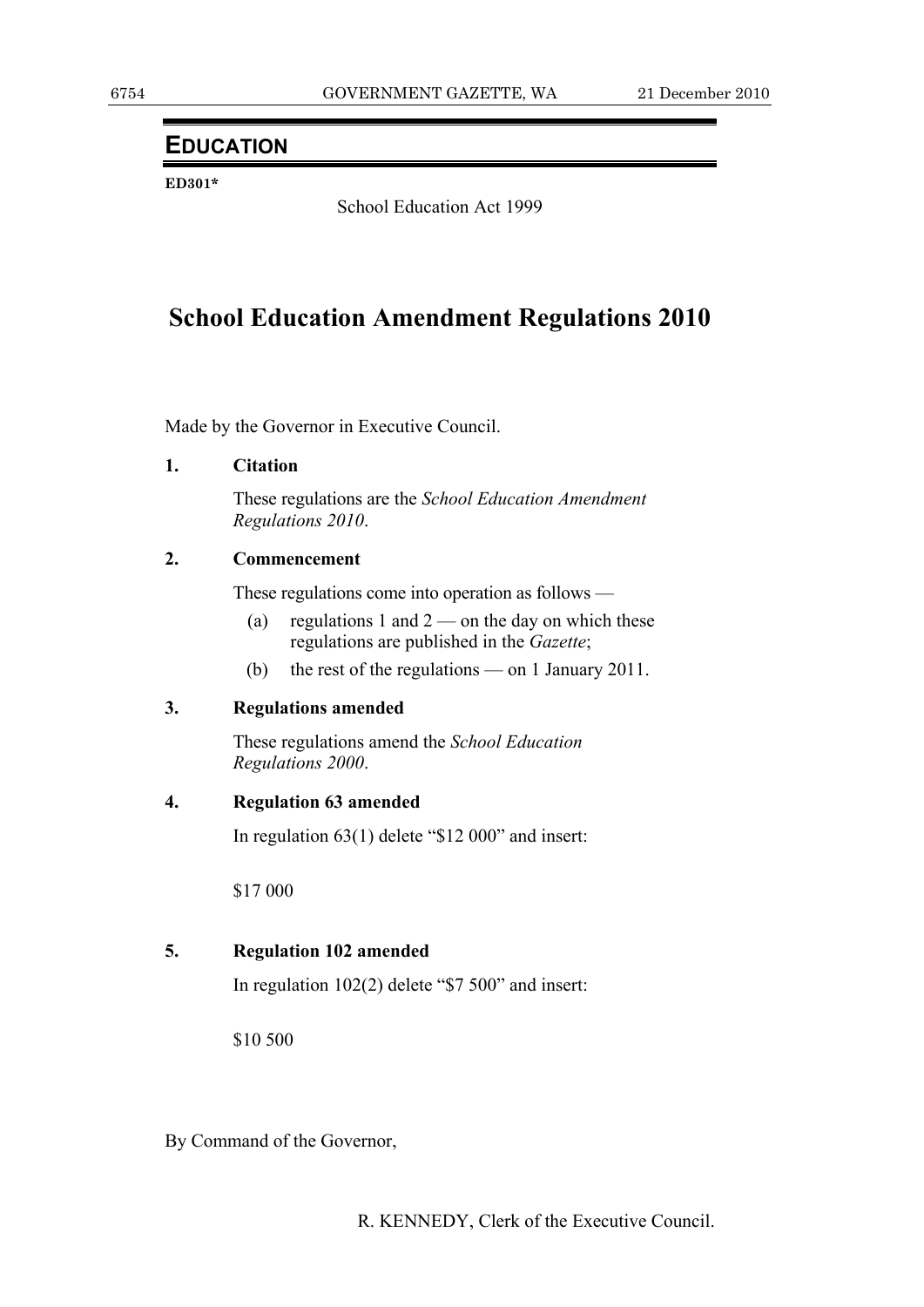## EDUCATION

**ED301***

School Education Act 1999

# School Education Amendment Regulations 2010

Made by the Governor in Executive Council.

**1. Citation**

These regulations are the *School Education Amendment Regulations 2010*.

**2. Commencement**

These regulations come into operation as follows —

(a) regulations 1 and 2 — on the day on which these regulations are published in the *Gazette*;

(b) the rest of the regulations — on 1 January 2011.

**3. Regulations amended**

These regulations amend the *School Education Regulations 2000*.

**4. Regulation 63 amended**

In regulation 63(1) delete "$12 000" and insert:

$17 000

**5. Regulation 102 amended**

In regulation 102(2) delete "$7 500" and insert:

$10 500

By Command of the Governor,

R. KENNEDY, Clerk of the Executive Council.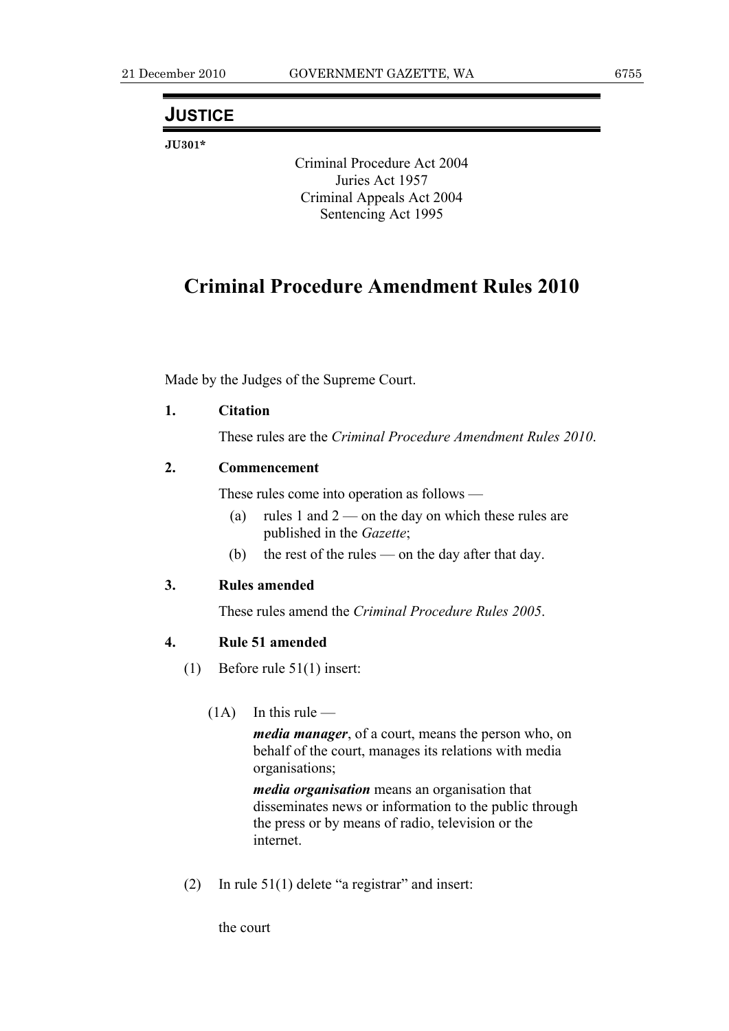## JUSTICE

**JU301***

Criminal Procedure Act 2004
Juries Act 1957
Criminal Appeals Act 2004
Sentencing Act 1995

# Criminal Procedure Amendment Rules 2010

Made by the Judges of the Supreme Court.

**1. Citation**

These rules are the *Criminal Procedure Amendment Rules 2010*.

**2. Commencement**

These rules come into operation as follows —

(a) rules 1 and 2 — on the day on which these rules are published in the *Gazette*;

(b) the rest of the rules — on the day after that day.

**3. Rules amended**

These rules amend the *Criminal Procedure Rules 2005*.

**4. Rule 51 amended**

(1) Before rule 51(1) insert:

(1A) In this rule —

***media manager***, of a court, means the person who, on behalf of the court, manages its relations with media organisations;

***media organisation*** means an organisation that disseminates news or information to the public through the press or by means of radio, television or the internet.

(2) In rule 51(1) delete "a registrar" and insert:

the court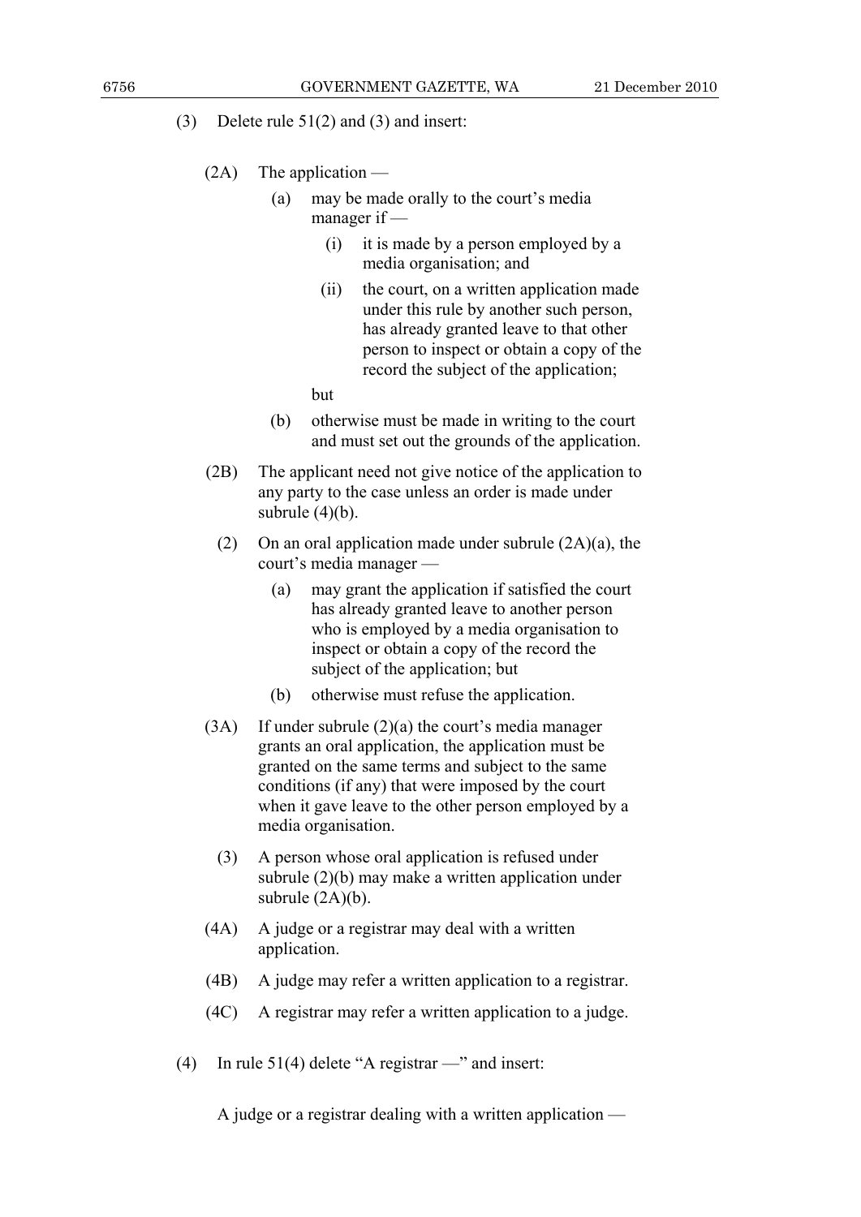(3) Delete rule 51(2) and (3) and insert:

(2A) The application —

(a) may be made orally to the court's media manager if —

(i) it is made by a person employed by a media organisation; and

(ii) the court, on a written application made under this rule by another such person, has already granted leave to that other person to inspect or obtain a copy of the record the subject of the application;

but

(b) otherwise must be made in writing to the court and must set out the grounds of the application.

(2B) The applicant need not give notice of the application to any party to the case unless an order is made under subrule (4)(b).

(2) On an oral application made under subrule (2A)(a), the court's media manager —

(a) may grant the application if satisfied the court has already granted leave to another person who is employed by a media organisation to inspect or obtain a copy of the record the subject of the application; but

(b) otherwise must refuse the application.

(3A) If under subrule (2)(a) the court's media manager grants an oral application, the application must be granted on the same terms and subject to the same conditions (if any) that were imposed by the court when it gave leave to the other person employed by a media organisation.

(3) A person whose oral application is refused under subrule (2)(b) may make a written application under subrule (2A)(b).

(4A) A judge or a registrar may deal with a written application.

(4B) A judge may refer a written application to a registrar.

(4C) A registrar may refer a written application to a judge.

(4) In rule 51(4) delete "A registrar —" and insert:

A judge or a registrar dealing with a written application —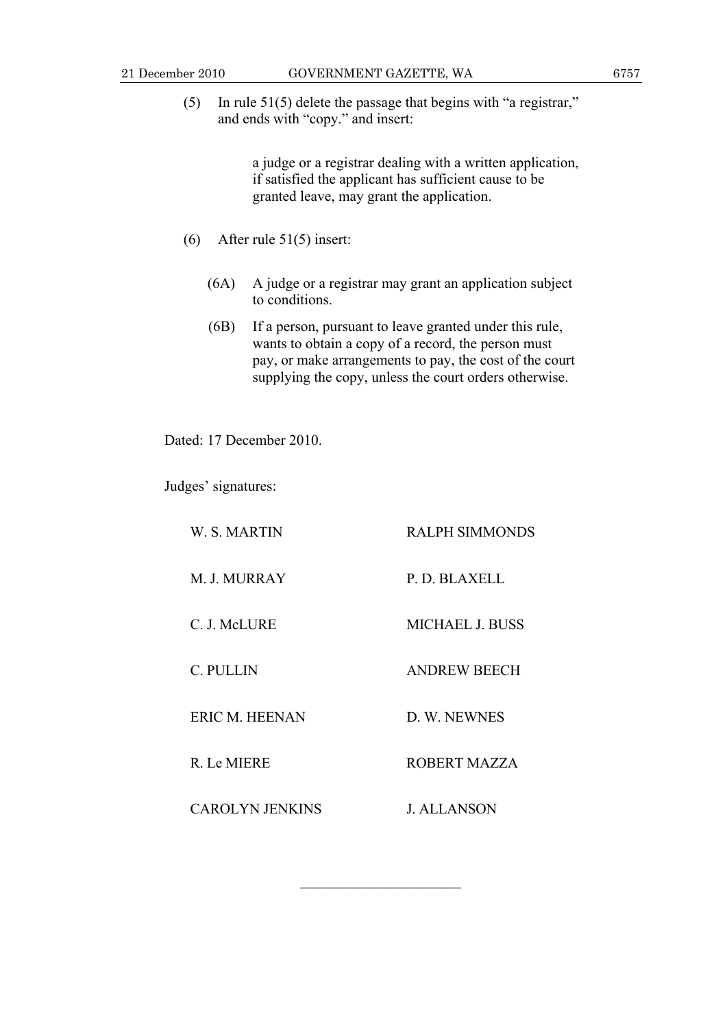(5) In rule 51(5) delete the passage that begins with "a registrar," and ends with "copy." and insert:

> a judge or a registrar dealing with a written application, if satisfied the applicant has sufficient cause to be granted leave, may grant the application.

(6) After rule 51(5) insert:

> (6A) A judge or a registrar may grant an application subject to conditions.
>
> (6B) If a person, pursuant to leave granted under this rule, wants to obtain a copy of a record, the person must pay, or make arrangements to pay, the cost of the court supplying the copy, unless the court orders otherwise.

Dated: 17 December 2010.

Judges' signatures:

| | |
|---|---|
| W. S. MARTIN | RALPH SIMMONDS |
| M. J. MURRAY | P. D. BLAXELL |
| C. J. McLURE | MICHAEL J. BUSS |
| C. PULLIN | ANDREW BEECH |
| ERIC M. HEENAN | D. W. NEWNES |
| R. Le MIERE | ROBERT MAZZA |
| CAROLYN JENKINS | J. ALLANSON |

---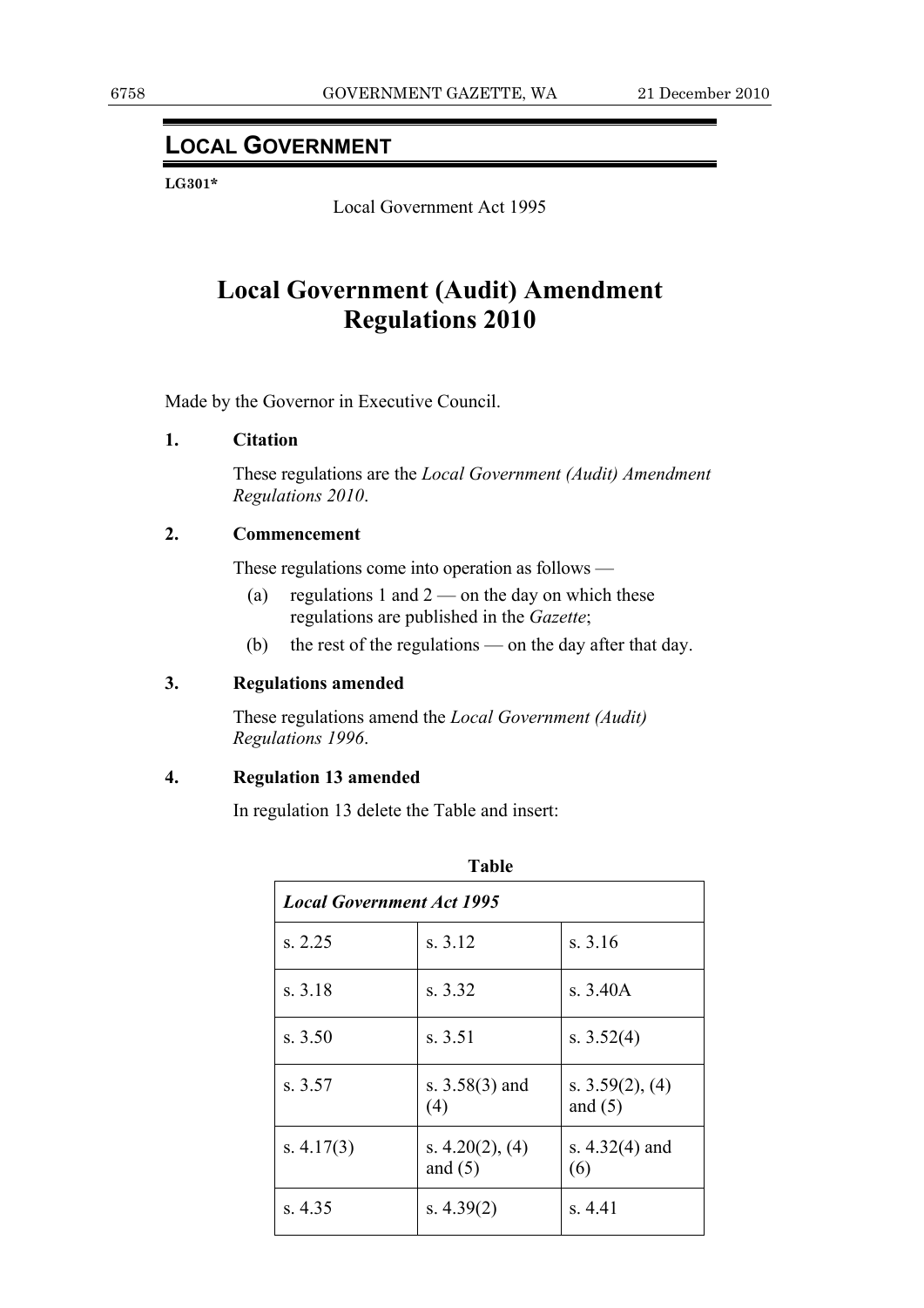## LOCAL GOVERNMENT

**LG301***

Local Government Act 1995

# Local Government (Audit) Amendment Regulations 2010

Made by the Governor in Executive Council.

**1. Citation**

These regulations are the *Local Government (Audit) Amendment Regulations 2010*.

**2. Commencement**

These regulations come into operation as follows —

(a) regulations 1 and 2 — on the day on which these regulations are published in the *Gazette*;

(b) the rest of the regulations — on the day after that day.

**3. Regulations amended**

These regulations amend the *Local Government (Audit) Regulations 1996*.

**4. Regulation 13 amended**

In regulation 13 delete the Table and insert:

**Table**

| ***Local Government Act 1995*** | | |
|---|---|---|
| s. 2.25 | s. 3.12 | s. 3.16 |
| s. 3.18 | s. 3.32 | s. 3.40A |
| s. 3.50 | s. 3.51 | s. 3.52(4) |
| s. 3.57 | s. 3.58(3) and (4) | s. 3.59(2), (4) and (5) |
| s. 4.17(3) | s. 4.20(2), (4) and (5) | s. 4.32(4) and (6) |
| s. 4.35 | s. 4.39(2) | s. 4.41 |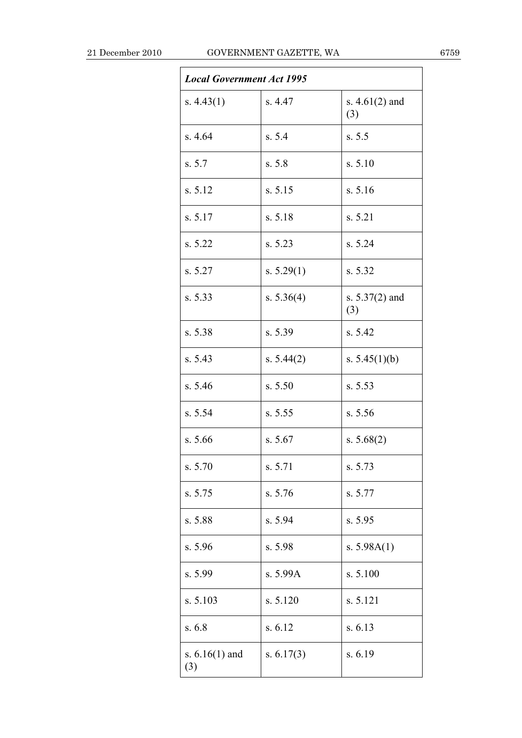| ***Local Government Act 1995*** | | |
|---|---|---|
| s. 4.43(1) | s. 4.47 | s. 4.61(2) and (3) |
| s. 4.64 | s. 5.4 | s. 5.5 |
| s. 5.7 | s. 5.8 | s. 5.10 |
| s. 5.12 | s. 5.15 | s. 5.16 |
| s. 5.17 | s. 5.18 | s. 5.21 |
| s. 5.22 | s. 5.23 | s. 5.24 |
| s. 5.27 | s. 5.29(1) | s. 5.32 |
| s. 5.33 | s. 5.36(4) | s. 5.37(2) and (3) |
| s. 5.38 | s. 5.39 | s. 5.42 |
| s. 5.43 | s. 5.44(2) | s. 5.45(1)(b) |
| s. 5.46 | s. 5.50 | s. 5.53 |
| s. 5.54 | s. 5.55 | s. 5.56 |
| s. 5.66 | s. 5.67 | s. 5.68(2) |
| s. 5.70 | s. 5.71 | s. 5.73 |
| s. 5.75 | s. 5.76 | s. 5.77 |
| s. 5.88 | s. 5.94 | s. 5.95 |
| s. 5.96 | s. 5.98 | s. 5.98A(1) |
| s. 5.99 | s. 5.99A | s. 5.100 |
| s. 5.103 | s. 5.120 | s. 5.121 |
| s. 6.8 | s. 6.12 | s. 6.13 |
| s. 6.16(1) and (3) | s. 6.17(3) | s. 6.19 |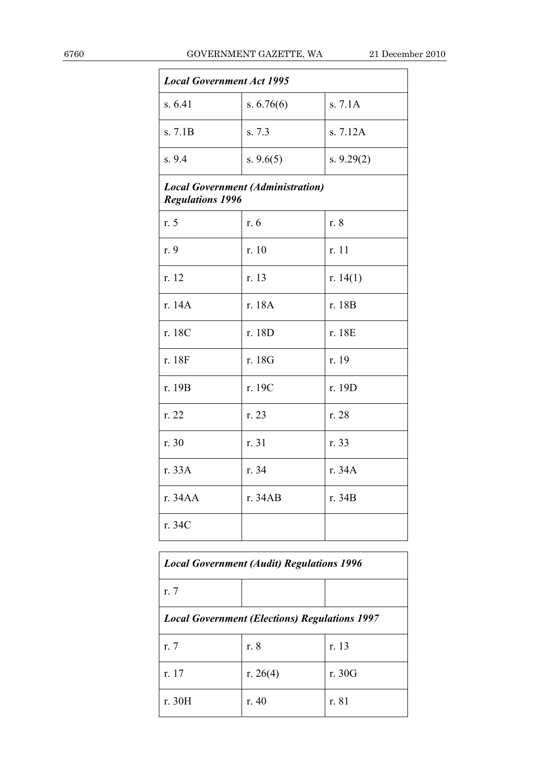| *Local Government Act 1995* | | |
|---|---|---|
| s. 6.41 | s. 6.76(6) | s. 7.1A |
| s. 7.1B | s. 7.3 | s. 7.12A |
| s. 9.4 | s. 9.6(5) | s. 9.29(2) |
| ***Local Government (Administration) Regulations 1996*** | | |
| r. 5 | r. 6 | r. 8 |
| r. 9 | r. 10 | r. 11 |
| r. 12 | r. 13 | r. 14(1) |
| r. 14A | r. 18A | r. 18B |
| r. 18C | r. 18D | r. 18E |
| r. 18F | r. 18G | r. 19 |
| r. 19B | r. 19C | r. 19D |
| r. 22 | r. 23 | r. 28 |
| r. 30 | r. 31 | r. 33 |
| r. 33A | r. 34 | r. 34A |
| r. 34AA | r. 34AB | r. 34B |
| r. 34C | | |

| *Local Government (Audit) Regulations 1996* | | |
|---|---|---|
| r. 7 | | |
| ***Local Government (Elections) Regulations 1997*** | | |
| r. 7 | r. 8 | r. 13 |
| r. 17 | r. 26(4) | r. 30G |
| r. 30H | r. 40 | r. 81 |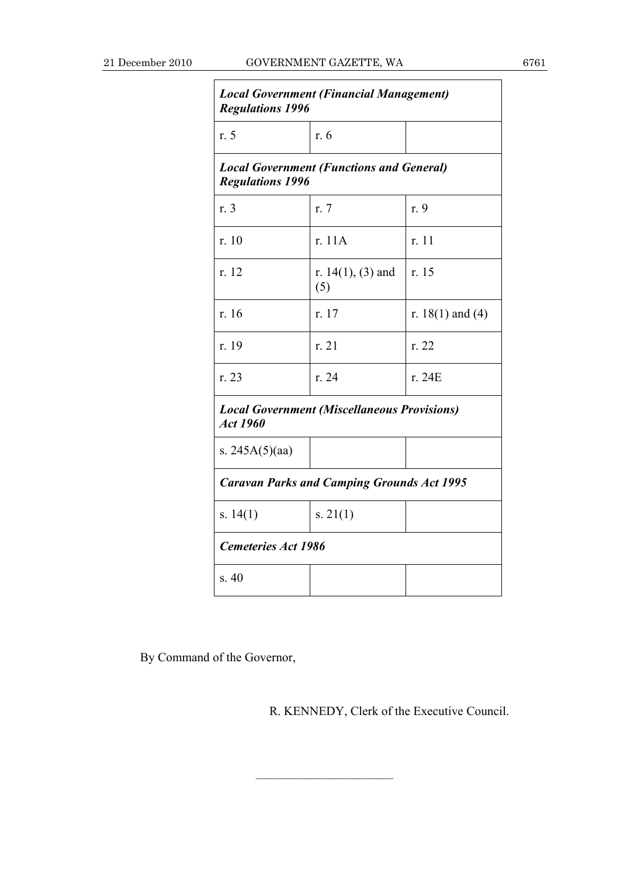| *Local Government (Financial Management) Regulations 1996* | | |
|---|---|---|
| r. 5 | r. 6 | |
| ***Local Government (Functions and General) Regulations 1996*** | | |
| r. 3 | r. 7 | r. 9 |
| r. 10 | r. 11A | r. 11 |
| r. 12 | r. 14(1), (3) and (5) | r. 15 |
| r. 16 | r. 17 | r. 18(1) and (4) |
| r. 19 | r. 21 | r. 22 |
| r. 23 | r. 24 | r. 24E |
| ***Local Government (Miscellaneous Provisions) Act 1960*** | | |
| s. 245A(5)(aa) | | |
| ***Caravan Parks and Camping Grounds Act 1995*** | | |
| s. 14(1) | s. 21(1) | |
| ***Cemeteries Act 1986*** | | |
| s. 40 | | |

By Command of the Governor,

R. KENNEDY, Clerk of the Executive Council.

---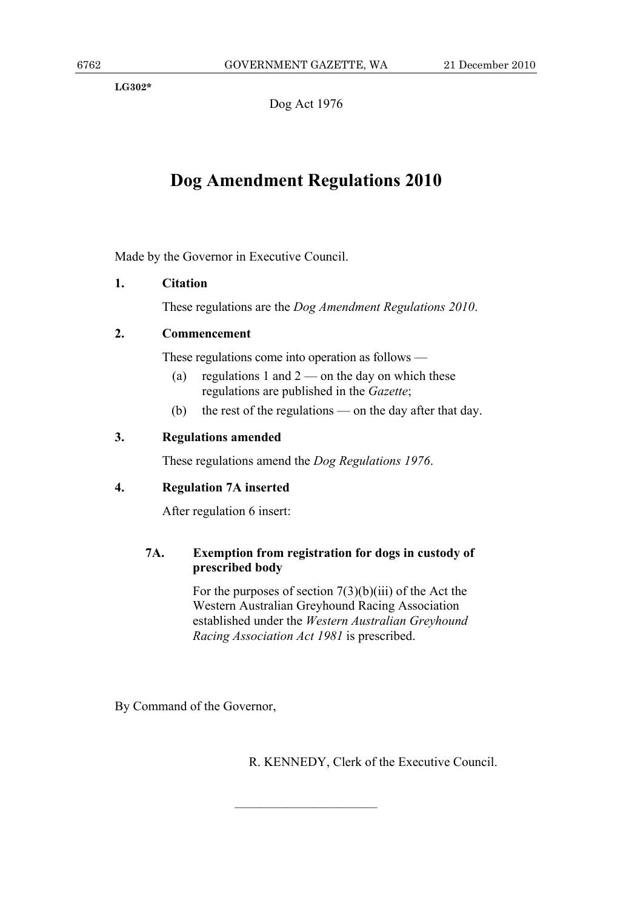LG302*

Dog Act 1976

# Dog Amendment Regulations 2010

Made by the Governor in Executive Council.

**1. Citation**

These regulations are the *Dog Amendment Regulations 2010*.

**2. Commencement**

These regulations come into operation as follows —

(a) regulations 1 and 2 — on the day on which these regulations are published in the *Gazette*;

(b) the rest of the regulations — on the day after that day.

**3. Regulations amended**

These regulations amend the *Dog Regulations 1976*.

**4. Regulation 7A inserted**

After regulation 6 insert:

> **7A. Exemption from registration for dogs in custody of prescribed body**
>
> For the purposes of section 7(3)(b)(iii) of the Act the Western Australian Greyhound Racing Association established under the *Western Australian Greyhound Racing Association Act 1981* is prescribed.

By Command of the Governor,

R. KENNEDY, Clerk of the Executive Council.

---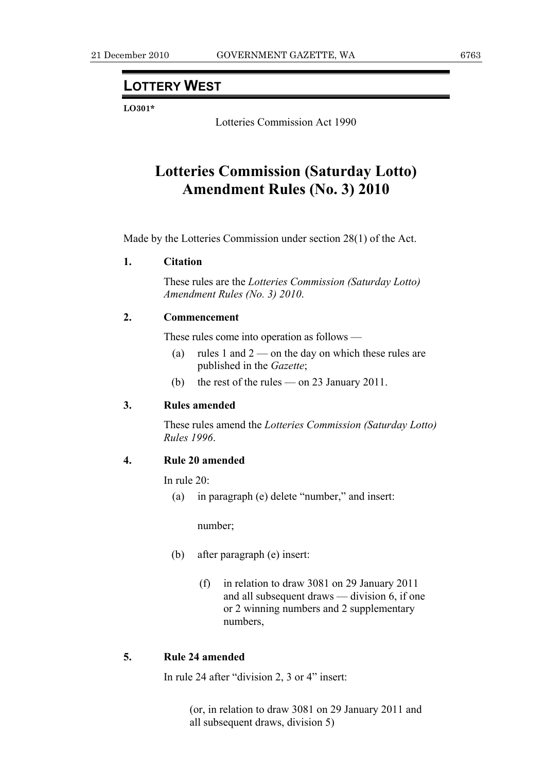## LOTTERY WEST

**LO301***

Lotteries Commission Act 1990

# Lotteries Commission (Saturday Lotto) Amendment Rules (No. 3) 2010

Made by the Lotteries Commission under section 28(1) of the Act.

**1. Citation**

These rules are the *Lotteries Commission (Saturday Lotto) Amendment Rules (No. 3) 2010*.

**2. Commencement**

These rules come into operation as follows —

(a) rules 1 and 2 — on the day on which these rules are published in the *Gazette*;

(b) the rest of the rules — on 23 January 2011.

**3. Rules amended**

These rules amend the *Lotteries Commission (Saturday Lotto) Rules 1996*.

**4. Rule 20 amended**

In rule 20:

(a) in paragraph (e) delete "number," and insert:

number;

(b) after paragraph (e) insert:

(f) in relation to draw 3081 on 29 January 2011 and all subsequent draws — division 6, if one or 2 winning numbers and 2 supplementary numbers,

**5. Rule 24 amended**

In rule 24 after "division 2, 3 or 4" insert:

(or, in relation to draw 3081 on 29 January 2011 and all subsequent draws, division 5)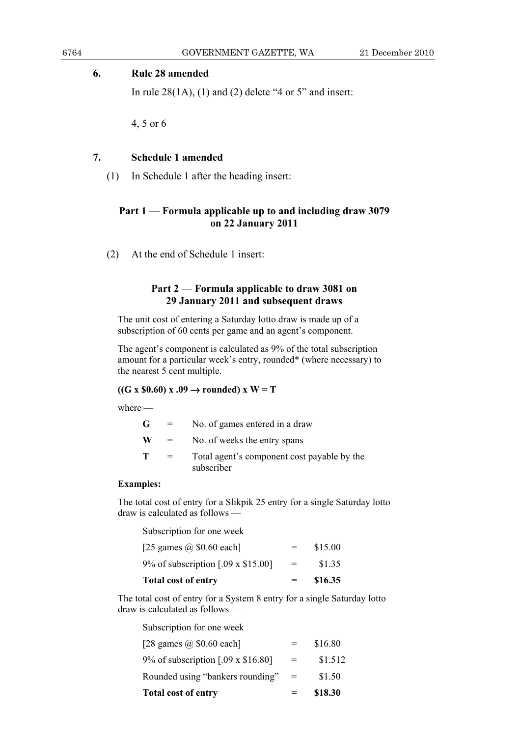## 6. Rule 28 amended

In rule 28(1A), (1) and (2) delete "4 or 5" and insert:

4, 5 or 6

## 7. Schedule 1 amended

(1) In Schedule 1 after the heading insert:

### Part 1 — Formula applicable up to and including draw 3079 on 22 January 2011

(2) At the end of Schedule 1 insert:

### Part 2 — Formula applicable to draw 3081 on 29 January 2011 and subsequent draws

The unit cost of entering a Saturday lotto draw is made up of a subscription of 60 cents per game and an agent's component.

The agent's component is calculated as 9% of the total subscription amount for a particular week's entry, rounded* (where necessary) to the nearest 5 cent multiple.

**((G x $0.60) x .09 → rounded) x W = T**

where —

| | | |
|---|---|---|
| **G** | = | No. of games entered in a draw |
| **W** | = | No. of weeks the entry spans |
| **T** | = | Total agent's component cost payable by the subscriber |

**Examples:**

The total cost of entry for a Slikpik 25 entry for a single Saturday lotto draw is calculated as follows —

| Subscription for one week | | |
|---|---|---|
| [25 games @ $0.60 each] | = | $15.00 |
| 9% of subscription [.09 x $15.00] | = | $1.35 |
| **Total cost of entry** | **=** | **$16.35** |

The total cost of entry for a System 8 entry for a single Saturday lotto draw is calculated as follows —

| Subscription for one week | | |
|---|---|---|
| [28 games @ $0.60 each] | = | $16.80 |
| 9% of subscription [.09 x $16.80] | = | $1.512 |
| Rounded using "bankers rounding" | = | $1.50 |
| **Total cost of entry** | **=** | **$18.30** |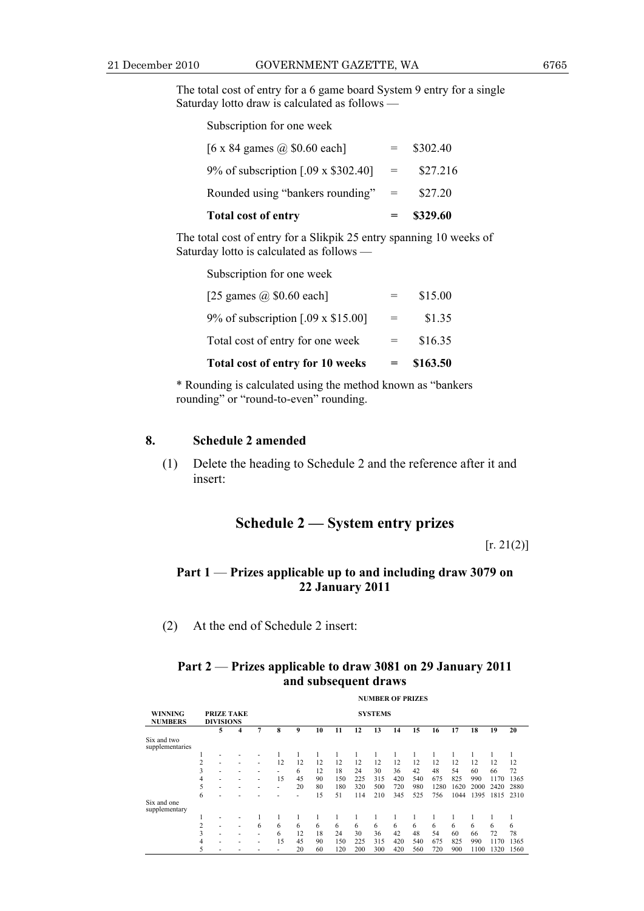The total cost of entry for a 6 game board System 9 entry for a single Saturday lotto draw is calculated as follows —

| | | |
|---|---|---|
| Subscription for one week | | |
| [6 x 84 games @ $0.60 each] | = | $302.40 |
| 9% of subscription [.09 x $302.40] | = | $27.216 |
| Rounded using "bankers rounding" | = | $27.20 |
| **Total cost of entry** | **=** | **$329.60** |

The total cost of entry for a Slikpik 25 entry spanning 10 weeks of Saturday lotto is calculated as follows —

| | | |
|---|---|---|
| Subscription for one week | | |
| [25 games @ $0.60 each] | = | $15.00 |
| 9% of subscription [.09 x $15.00] | = | $1.35 |
| Total cost of entry for one week | = | $16.35 |
| **Total cost of entry for 10 weeks** | **=** | **$163.50** |

* Rounding is calculated using the method known as "bankers rounding" or "round-to-even" rounding.

## 8. Schedule 2 amended

(1) Delete the heading to Schedule 2 and the reference after it and insert:

# Schedule 2 — System entry prizes

[r. 21(2)]

### Part 1 — Prizes applicable up to and including draw 3079 on 22 January 2011

(2) At the end of Schedule 2 insert:

### Part 2 — Prizes applicable to draw 3081 on 29 January 2011 and subsequent draws

| | | NUMBER OF PRIZES | | | | | | | | | | | | | | | |
|---|---|---|---|---|---|---|---|---|---|---|---|---|---|---|---|---|---|
| **WINNING NUMBERS** | **PRIZE TAKE DIVISIONS** | **SYSTEMS** | | | | | | | | | | | | | | | |
| | | **5** | **4** | **7** | **8** | **9** | **10** | **11** | **12** | **13** | **14** | **15** | **16** | **17** | **18** | **19** | **20** |
| Six and two supplementaries | | | | | | | | | | | | | | | | | |
| | 1 | - | - | - | 1 | 1 | 1 | 1 | 1 | 1 | 1 | 1 | 1 | 1 | 1 | 1 | 1 |
| | 2 | - | - | - | 12 | 12 | 12 | 12 | 12 | 12 | 12 | 12 | 12 | 12 | 12 | 12 | 12 |
| | 3 | - | - | - | - | 6 | 12 | 18 | 24 | 30 | 36 | 42 | 48 | 54 | 60 | 66 | 72 |
| | 4 | - | - | - | 15 | 45 | 90 | 150 | 225 | 315 | 420 | 540 | 675 | 825 | 990 | 1170 | 1365 |
| | 5 | - | - | - | - | 20 | 80 | 180 | 320 | 500 | 720 | 980 | 1280 | 1620 | 2000 | 2420 | 2880 |
| | 6 | - | - | - | - | - | 15 | 51 | 114 | 210 | 345 | 525 | 756 | 1044 | 1395 | 1815 | 2310 |
| Six and one supplementary | | | | | | | | | | | | | | | | | |
| | 1 | - | - | 1 | 1 | 1 | 1 | 1 | 1 | 1 | 1 | 1 | 1 | 1 | 1 | 1 | 1 |
| | 2 | - | - | 6 | 6 | 6 | 6 | 6 | 6 | 6 | 6 | 6 | 6 | 6 | 6 | 6 | 6 |
| | 3 | - | - | - | 6 | 12 | 18 | 24 | 30 | 36 | 42 | 48 | 54 | 60 | 66 | 72 | 78 |
| | 4 | - | - | - | 15 | 45 | 90 | 150 | 225 | 315 | 420 | 540 | 675 | 825 | 990 | 1170 | 1365 |
| | 5 | - | - | - | - | 20 | 60 | 120 | 200 | 300 | 420 | 560 | 720 | 900 | 1100 | 1320 | 1560 |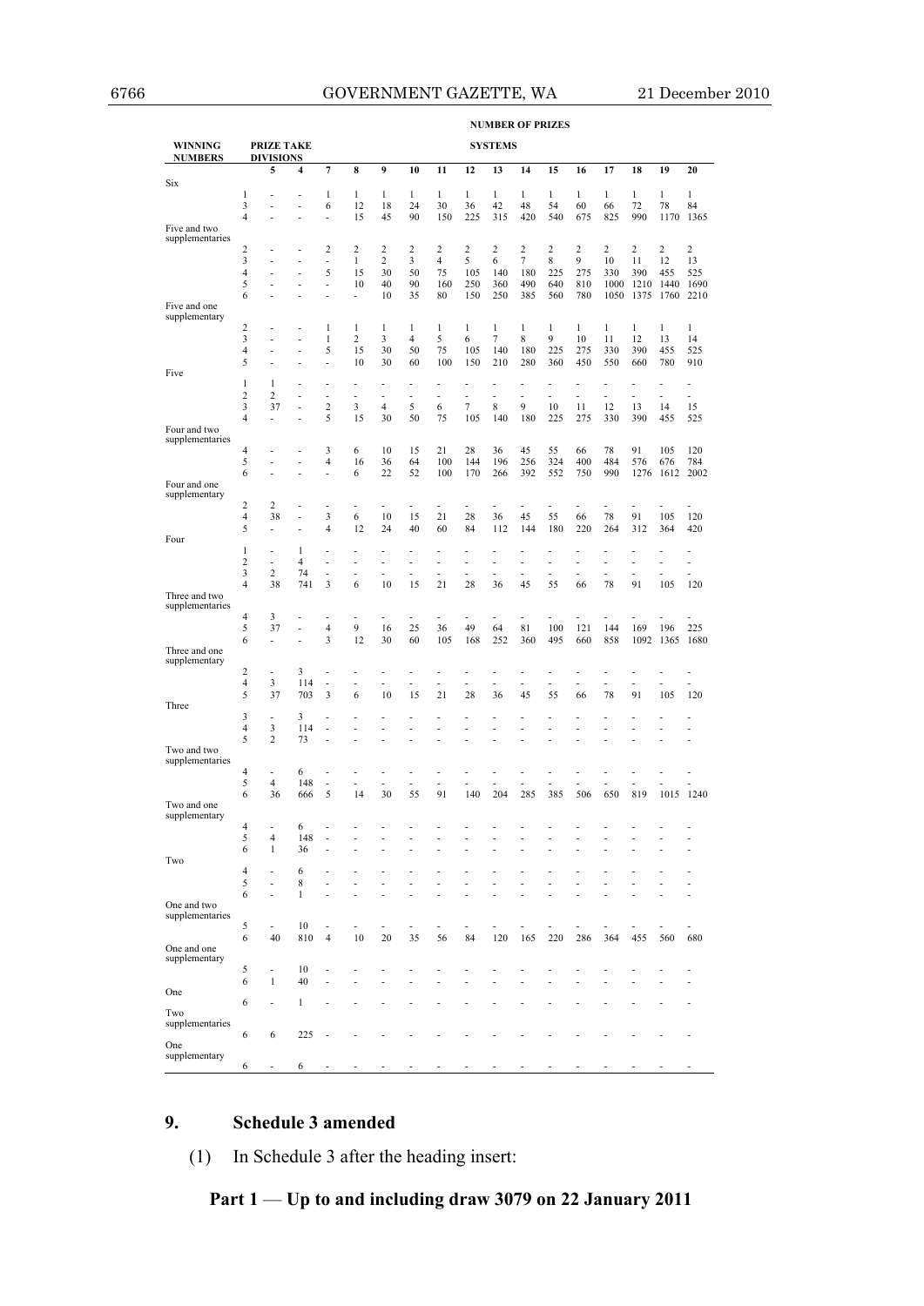| WINNING NUMBERS | | PRIZE TAKE DIVISIONS | | NUMBER OF PRIZES SYSTEMS | | | | | | | | | | | | | | | |
|---|---|---|---|---|---|---|---|---|---|---|---|---|---|---|---|---|---|---|---|
| | | 5 | 4 | 7 | 8 | 9 | 10 | 11 | 12 | 13 | 14 | 15 | 16 | 17 | 18 | 19 | 20 |
| Six | | | | | | | | | | | | | | | | | |
| | 1 | - | - | 1 | 1 | 1 | 1 | 1 | 1 | 1 | 1 | 1 | 1 | 1 | 1 | 1 | 1 |
| | 3 | - | - | 6 | 12 | 18 | 24 | 30 | 36 | 42 | 48 | 54 | 60 | 66 | 72 | 78 | 84 |
| | 4 | - | - | - | 15 | 45 | 90 | 150 | 225 | 315 | 420 | 540 | 675 | 825 | 990 | 1170 | 1365 |
| Five and two supplementaries | | | | | | | | | | | | | | | | | |
| | 2 | - | - | 2 | 2 | 2 | 2 | 2 | 2 | 2 | 2 | 2 | 2 | 2 | 2 | 2 | 2 |
| | 3 | - | - | - | 1 | 2 | 3 | 4 | 5 | 6 | 7 | 8 | 9 | 10 | 11 | 12 | 13 |
| | 4 | - | - | 5 | 15 | 30 | 50 | 75 | 105 | 140 | 180 | 225 | 275 | 330 | 390 | 455 | 525 |
| | 5 | - | - | - | 10 | 40 | 90 | 160 | 250 | 360 | 490 | 640 | 810 | 1000 | 1210 | 1440 | 1690 |
| | 6 | - | - | - | - | 10 | 35 | 80 | 150 | 250 | 385 | 560 | 780 | 1050 | 1375 | 1760 | 2210 |
| Five and one supplementary | | | | | | | | | | | | | | | | | |
| | 2 | - | - | 1 | 1 | 1 | 1 | 1 | 1 | 1 | 1 | 1 | 1 | 1 | 1 | 1 | 1 |
| | 3 | - | - | 1 | 2 | 3 | 4 | 5 | 6 | 7 | 8 | 9 | 10 | 11 | 12 | 13 | 14 |
| | 4 | - | - | 5 | 15 | 30 | 50 | 75 | 105 | 140 | 180 | 225 | 275 | 330 | 390 | 455 | 525 |
| | 5 | - | - | - | 10 | 30 | 60 | 100 | 150 | 210 | 280 | 360 | 450 | 550 | 660 | 780 | 910 |
| Five | | | | | | | | | | | | | | | | | |
| | 1 | 1 | - | - | - | - | - | - | - | - | - | - | - | - | - | - | - |
| | 2 | 2 | - | - | - | - | - | - | - | - | - | - | - | - | - | - | - |
| | 3 | 37 | - | 2 | 3 | 4 | 5 | 6 | 7 | 8 | 9 | 10 | 11 | 12 | 13 | 14 | 15 |
| | 4 | - | - | 5 | 15 | 30 | 50 | 75 | 105 | 140 | 180 | 225 | 275 | 330 | 390 | 455 | 525 |
| Four and two supplementaries | | | | | | | | | | | | | | | | | |
| | 4 | - | - | 3 | 6 | 10 | 15 | 21 | 28 | 36 | 45 | 55 | 66 | 78 | 91 | 105 | 120 |
| | 5 | - | - | 4 | 16 | 36 | 64 | 100 | 144 | 196 | 256 | 324 | 400 | 484 | 576 | 676 | 784 |
| | 6 | - | - | - | 6 | 22 | 52 | 100 | 170 | 266 | 392 | 552 | 750 | 990 | 1276 | 1612 | 2002 |
| Four and one supplementary | | | | | | | | | | | | | | | | | |
| | 2 | 2 | - | - | - | - | - | - | - | - | - | - | - | - | - | - | - |
| | 4 | 38 | - | 3 | 6 | 10 | 15 | 21 | 28 | 36 | 45 | 55 | 66 | 78 | 91 | 105 | 120 |
| | 5 | - | - | 4 | 12 | 24 | 40 | 60 | 84 | 112 | 144 | 180 | 220 | 264 | 312 | 364 | 420 |
| Four | | | | | | | | | | | | | | | | | |
| | 1 | - | 1 | - | - | - | - | - | - | - | - | - | - | - | - | - | - |
| | 2 | - | 4 | - | - | - | - | - | - | - | - | - | - | - | - | - | - |
| | 3 | 2 | 74 | - | - | - | - | - | - | - | - | - | - | - | - | - | - |
| | 4 | 38 | 741 | 3 | 6 | 10 | 15 | 21 | 28 | 36 | 45 | 55 | 66 | 78 | 91 | 105 | 120 |
| Three and two supplementaries | | | | | | | | | | | | | | | | | |
| | 4 | 3 | - | - | - | - | - | - | - | - | - | - | - | - | - | - | - |
| | 5 | 37 | - | 4 | 9 | 16 | 25 | 36 | 49 | 64 | 81 | 100 | 121 | 144 | 169 | 196 | 225 |
| | 6 | - | - | 3 | 12 | 30 | 60 | 105 | 168 | 252 | 360 | 495 | 660 | 858 | 1092 | 1365 | 1680 |
| Three and one supplementary | | | | | | | | | | | | | | | | | |
| | 2 | - | 3 | - | - | - | - | - | - | - | - | - | - | - | - | - | - |
| | 4 | 3 | 114 | - | - | - | - | - | - | - | - | - | - | - | - | - | - |
| | 5 | 37 | 703 | 3 | 6 | 10 | 15 | 21 | 28 | 36 | 45 | 55 | 66 | 78 | 91 | 105 | 120 |
| Three | | | | | | | | | | | | | | | | | |
| | 3 | - | 3 | - | - | - | - | - | - | - | - | - | - | - | - | - | - |
| | 4 | 3 | 114 | - | - | - | - | - | - | - | - | - | - | - | - | - | - |
| | 5 | 2 | 73 | - | - | - | - | - | - | - | - | - | - | - | - | - | - |
| Two and two supplementaries | | | | | | | | | | | | | | | | | |
| | 4 | - | 6 | - | - | - | - | - | - | - | - | - | - | - | - | - | - |
| | 5 | 4 | 148 | - | - | - | - | - | - | - | - | - | - | - | - | - | - |
| | 6 | 36 | 666 | 5 | 14 | 30 | 55 | 91 | 140 | 204 | 285 | 385 | 506 | 650 | 819 | 1015 | 1240 |
| Two and one supplementary | | | | | | | | | | | | | | | | | |
| | 4 | - | 6 | - | - | - | - | - | - | - | - | - | - | - | - | - | - |
| | 5 | 4 | 148 | - | - | - | - | - | - | - | - | - | - | - | - | - | - |
| | 6 | 1 | 36 | - | - | - | - | - | - | - | - | - | - | - | - | - | - |
| Two | | | | | | | | | | | | | | | | | |
| | 4 | - | 6 | - | - | - | - | - | - | - | - | - | - | - | - | - | - |
| | 5 | - | 8 | - | - | - | - | - | - | - | - | - | - | - | - | - | - |
| | 6 | - | 1 | - | - | - | - | - | - | - | - | - | - | - | - | - | - |
| One and two supplementaries | | | | | | | | | | | | | | | | | |
| | 5 | - | 10 | - | - | - | - | - | - | - | - | - | - | - | - | - | - |
| | 6 | 40 | 810 | 4 | 10 | 20 | 35 | 56 | 84 | 120 | 165 | 220 | 286 | 364 | 455 | 560 | 680 |
| One and one supplementary | | | | | | | | | | | | | | | | | |
| | 5 | - | 10 | - | - | - | - | - | - | - | - | - | - | - | - | - | - |
| | 6 | 1 | 40 | - | - | - | - | - | - | - | - | - | - | - | - | - | - |
| One | | | | | | | | | | | | | | | | | |
| | 6 | - | 1 | - | - | - | - | - | - | - | - | - | - | - | - | - | - |
| Two supplementaries | | | | | | | | | | | | | | | | | |
| | 6 | 6 | 225 | - | - | - | - | - | - | - | - | - | - | - | - | - | - |
| One supplementary | | | | | | | | | | | | | | | | | |
| | 6 | - | 6 | - | - | - | - | - | - | - | - | - | - | - | - | - | - |

## 9. Schedule 3 amended

(1) In Schedule 3 after the heading insert:

**Part 1 — Up to and including draw 3079 on 22 January 2011**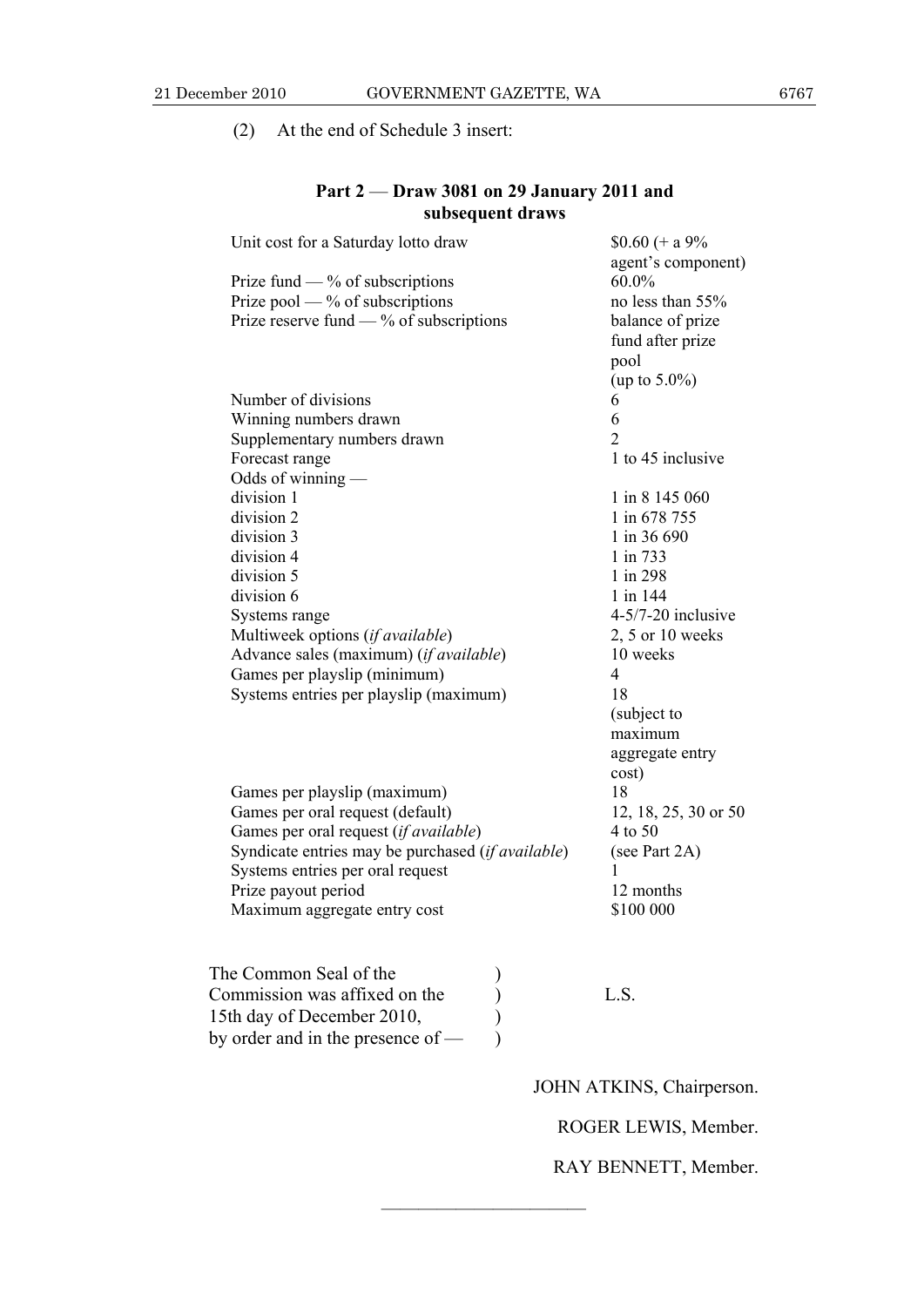(2) At the end of Schedule 3 insert:

### Part 2 — Draw 3081 on 29 January 2011 and subsequent draws

| | |
|---|---|
| Unit cost for a Saturday lotto draw | $0.60 (+ a 9% agent's component) |
| Prize fund — % of subscriptions | 60.0% |
| Prize pool — % of subscriptions | no less than 55% |
| Prize reserve fund — % of subscriptions | balance of prize fund after prize pool (up to 5.0%) |
| Number of divisions | 6 |
| Winning numbers drawn | 6 |
| Supplementary numbers drawn | 2 |
| Forecast range | 1 to 45 inclusive |
| Odds of winning — | |
| division 1 | 1 in 8 145 060 |
| division 2 | 1 in 678 755 |
| division 3 | 1 in 36 690 |
| division 4 | 1 in 733 |
| division 5 | 1 in 298 |
| division 6 | 1 in 144 |
| Systems range | 4-5/7-20 inclusive |
| Multiweek options (*if available*) | 2, 5 or 10 weeks |
| Advance sales (maximum) (*if available*) | 10 weeks |
| Games per playslip (minimum) | 4 |
| Systems entries per playslip (maximum) | 18 (subject to maximum aggregate entry cost) |
| Games per playslip (maximum) | 18 |
| Games per oral request (default) | 12, 18, 25, 30 or 50 |
| Games per oral request (*if available*) | 4 to 50 |
| Syndicate entries may be purchased (*if available*) | (see Part 2A) |
| Systems entries per oral request | 1 |
| Prize payout period | 12 months |
| Maximum aggregate entry cost | $100 000 |

The Common Seal of the Commission was affixed on the 15th day of December 2010, by order and in the presence of — )

L.S.

JOHN ATKINS, Chairperson.

ROGER LEWIS, Member.

RAY BENNETT, Member.

———————————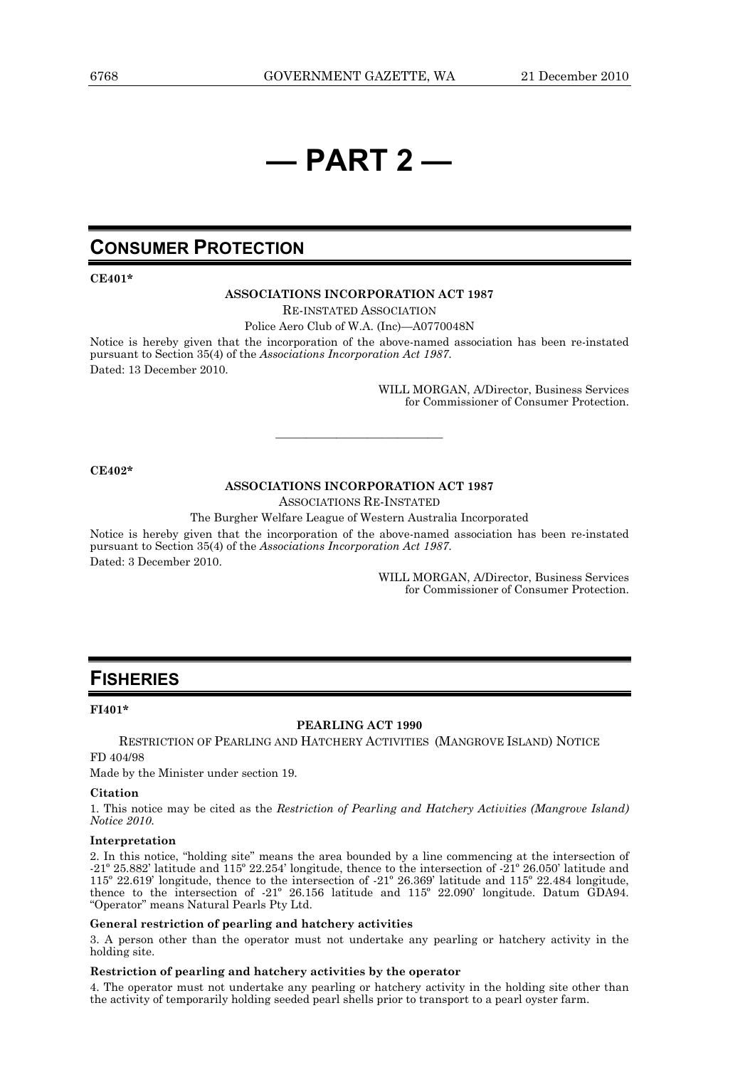# — PART 2 —

## CONSUMER PROTECTION

**CE401***

**ASSOCIATIONS INCORPORATION ACT 1987**

RE-INSTATED ASSOCIATION

Police Aero Club of W.A. (Inc)—A0770048N

Notice is hereby given that the incorporation of the above-named association has been re-instated pursuant to Section 35(4) of the *Associations Incorporation Act 1987*.

Dated: 13 December 2010.

WILL MORGAN, A/Director, Business Services
for Commissioner of Consumer Protection.

---

**CE402***

**ASSOCIATIONS INCORPORATION ACT 1987**

ASSOCIATIONS RE-INSTATED

The Burgher Welfare League of Western Australia Incorporated

Notice is hereby given that the incorporation of the above-named association has been re-instated pursuant to Section 35(4) of the *Associations Incorporation Act 1987*.

Dated: 3 December 2010.

WILL MORGAN, A/Director, Business Services
for Commissioner of Consumer Protection.

## FISHERIES

**FI401***

**PEARLING ACT 1990**

RESTRICTION OF PEARLING AND HATCHERY ACTIVITIES (MANGROVE ISLAND) NOTICE

FD 404/98

Made by the Minister under section 19.

**Citation**

1. This notice may be cited as the *Restriction of Pearling and Hatchery Activities (Mangrove Island) Notice 2010*.

**Interpretation**

2. In this notice, "holding site" means the area bounded by a line commencing at the intersection of -21º 25.882' latitude and 115º 22.254' longitude, thence to the intersection of -21º 26.050' latitude and 115º 22.619' longitude, thence to the intersection of -21º 26.369' latitude and 115º 22.484 longitude, thence to the intersection of -21º 26.156 latitude and 115º 22.090' longitude. Datum GDA94. "Operator" means Natural Pearls Pty Ltd.

**General restriction of pearling and hatchery activities**

3. A person other than the operator must not undertake any pearling or hatchery activity in the holding site.

**Restriction of pearling and hatchery activities by the operator**

4. The operator must not undertake any pearling or hatchery activity in the holding site other than the activity of temporarily holding seeded pearl shells prior to transport to a pearl oyster farm.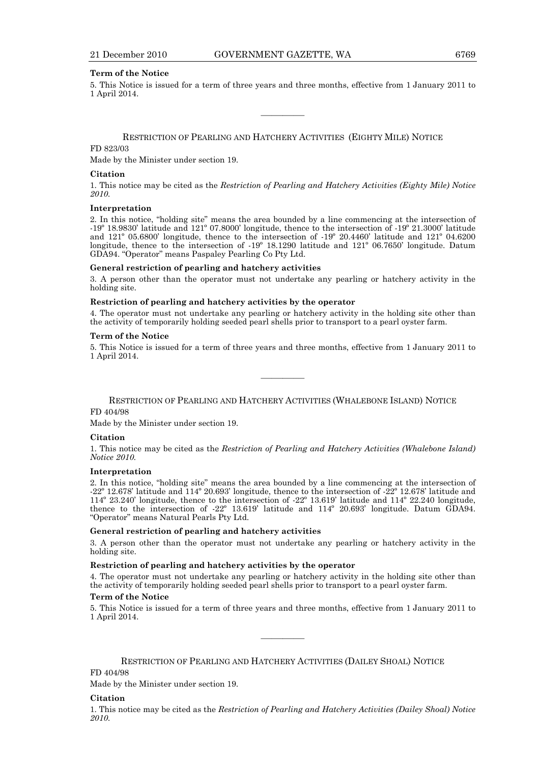**Term of the Notice**

5. This Notice is issued for a term of three years and three months, effective from 1 January 2011 to 1 April 2014.

---

RESTRICTION OF PEARLING AND HATCHERY ACTIVITIES (EIGHTY MILE) NOTICE

FD 823/03

Made by the Minister under section 19.

**Citation**

1. This notice may be cited as the *Restriction of Pearling and Hatchery Activities (Eighty Mile) Notice 2010.*

**Interpretation**

2. In this notice, "holding site" means the area bounded by a line commencing at the intersection of -19º 18.9830' latitude and 121º 07.8000' longitude, thence to the intersection of -19º 21.3000' latitude and 121º 05.6800' longitude, thence to the intersection of -19º 20.4460' latitude and 121º 04.6200 longitude, thence to the intersection of -19º 18.1290 latitude and 121º 06.7650' longitude. Datum GDA94. "Operator" means Paspaley Pearling Co Pty Ltd.

**General restriction of pearling and hatchery activities**

3. A person other than the operator must not undertake any pearling or hatchery activity in the holding site.

**Restriction of pearling and hatchery activities by the operator**

4. The operator must not undertake any pearling or hatchery activity in the holding site other than the activity of temporarily holding seeded pearl shells prior to transport to a pearl oyster farm.

**Term of the Notice**

5. This Notice is issued for a term of three years and three months, effective from 1 January 2011 to 1 April 2014.

---

RESTRICTION OF PEARLING AND HATCHERY ACTIVITIES (WHALEBONE ISLAND) NOTICE

FD 404/98

Made by the Minister under section 19.

**Citation**

1. This notice may be cited as the *Restriction of Pearling and Hatchery Activities (Whalebone Island) Notice 2010.*

**Interpretation**

2. In this notice, "holding site" means the area bounded by a line commencing at the intersection of -22º 12.678' latitude and 114º 20.693' longitude, thence to the intersection of -22º 12.678' latitude and 114º 23.240' longitude, thence to the intersection of -22º 13.619' latitude and 114º 22.240 longitude, thence to the intersection of -22º 13.619' latitude and 114º 20.693' longitude. Datum GDA94. "Operator" means Natural Pearls Pty Ltd.

**General restriction of pearling and hatchery activities**

3. A person other than the operator must not undertake any pearling or hatchery activity in the holding site.

**Restriction of pearling and hatchery activities by the operator**

4. The operator must not undertake any pearling or hatchery activity in the holding site other than the activity of temporarily holding seeded pearl shells prior to transport to a pearl oyster farm.

**Term of the Notice**

5. This Notice is issued for a term of three years and three months, effective from 1 January 2011 to 1 April 2014.

---

RESTRICTION OF PEARLING AND HATCHERY ACTIVITIES (DAILEY SHOAL) NOTICE

FD 404/98

Made by the Minister under section 19.

**Citation**

1. This notice may be cited as the *Restriction of Pearling and Hatchery Activities (Dailey Shoal) Notice 2010.*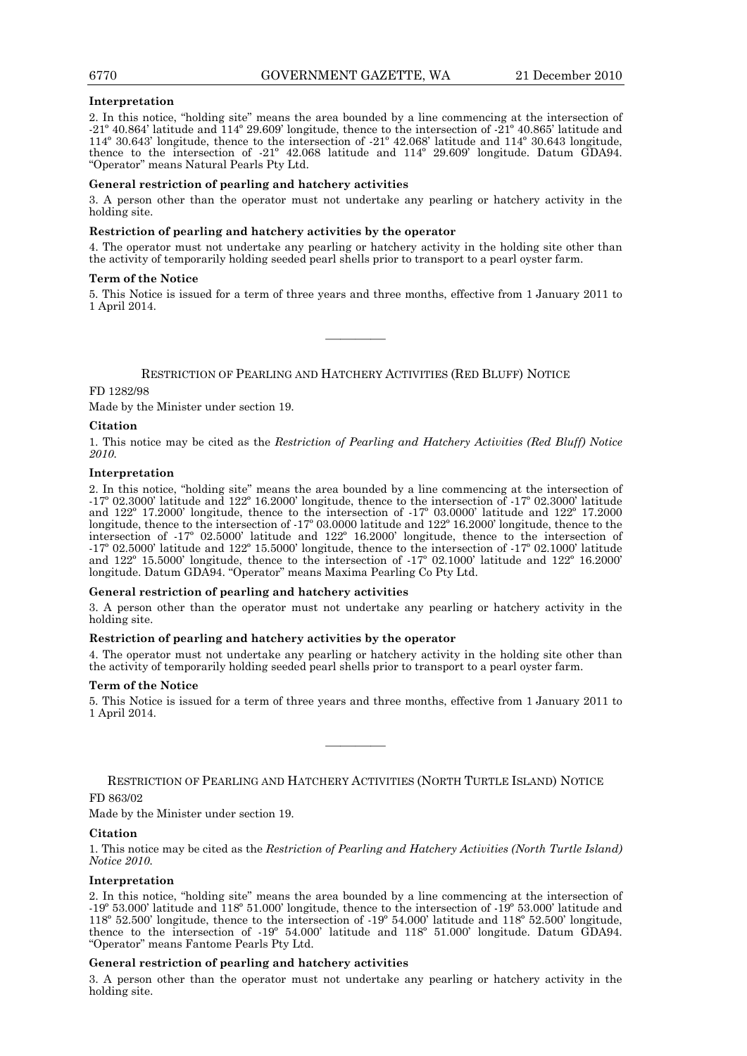**Interpretation**

2. In this notice, "holding site" means the area bounded by a line commencing at the intersection of -21º 40.864' latitude and 114º 29.609' longitude, thence to the intersection of -21º 40.865' latitude and 114º 30.643' longitude, thence to the intersection of -21º 42.068' latitude and 114º 30.643 longitude, thence to the intersection of -21º 42.068 latitude and 114º 29.609' longitude. Datum GDA94. "Operator" means Natural Pearls Pty Ltd.

**General restriction of pearling and hatchery activities**

3. A person other than the operator must not undertake any pearling or hatchery activity in the holding site.

**Restriction of pearling and hatchery activities by the operator**

4. The operator must not undertake any pearling or hatchery activity in the holding site other than the activity of temporarily holding seeded pearl shells prior to transport to a pearl oyster farm.

**Term of the Notice**

5. This Notice is issued for a term of three years and three months, effective from 1 January 2011 to 1 April 2014.

---

## RESTRICTION OF PEARLING AND HATCHERY ACTIVITIES (RED BLUFF) NOTICE

FD 1282/98

Made by the Minister under section 19.

**Citation**

1. This notice may be cited as the *Restriction of Pearling and Hatchery Activities (Red Bluff) Notice 2010.*

**Interpretation**

2. In this notice, "holding site" means the area bounded by a line commencing at the intersection of -17º 02.3000' latitude and 122º 16.2000' longitude, thence to the intersection of -17º 02.3000' latitude and 122º 17.2000' longitude, thence to the intersection of -17º 03.0000' latitude and 122º 17.2000 longitude, thence to the intersection of -17º 03.0000 latitude and 122º 16.2000' longitude, thence to the intersection of -17º 02.5000' latitude and 122º 16.2000' longitude, thence to the intersection of -17º 02.5000' latitude and 122º 15.5000' longitude, thence to the intersection of -17º 02.1000' latitude and 122º 15.5000' longitude, thence to the intersection of -17º 02.1000' latitude and 122º 16.2000' longitude. Datum GDA94. "Operator" means Maxima Pearling Co Pty Ltd.

**General restriction of pearling and hatchery activities**

3. A person other than the operator must not undertake any pearling or hatchery activity in the holding site.

**Restriction of pearling and hatchery activities by the operator**

4. The operator must not undertake any pearling or hatchery activity in the holding site other than the activity of temporarily holding seeded pearl shells prior to transport to a pearl oyster farm.

**Term of the Notice**

5. This Notice is issued for a term of three years and three months, effective from 1 January 2011 to 1 April 2014.

---

## RESTRICTION OF PEARLING AND HATCHERY ACTIVITIES (NORTH TURTLE ISLAND) NOTICE

FD 863/02

Made by the Minister under section 19.

**Citation**

1. This notice may be cited as the *Restriction of Pearling and Hatchery Activities (North Turtle Island) Notice 2010.*

**Interpretation**

2. In this notice, "holding site" means the area bounded by a line commencing at the intersection of -19º 53.000' latitude and 118º 51.000' longitude, thence to the intersection of -19º 53.000' latitude and 118º 52.500' longitude, thence to the intersection of -19º 54.000' latitude and 118º 52.500' longitude, thence to the intersection of -19º 54.000' latitude and 118º 51.000' longitude. Datum GDA94. "Operator" means Fantome Pearls Pty Ltd.

**General restriction of pearling and hatchery activities**

3. A person other than the operator must not undertake any pearling or hatchery activity in the holding site.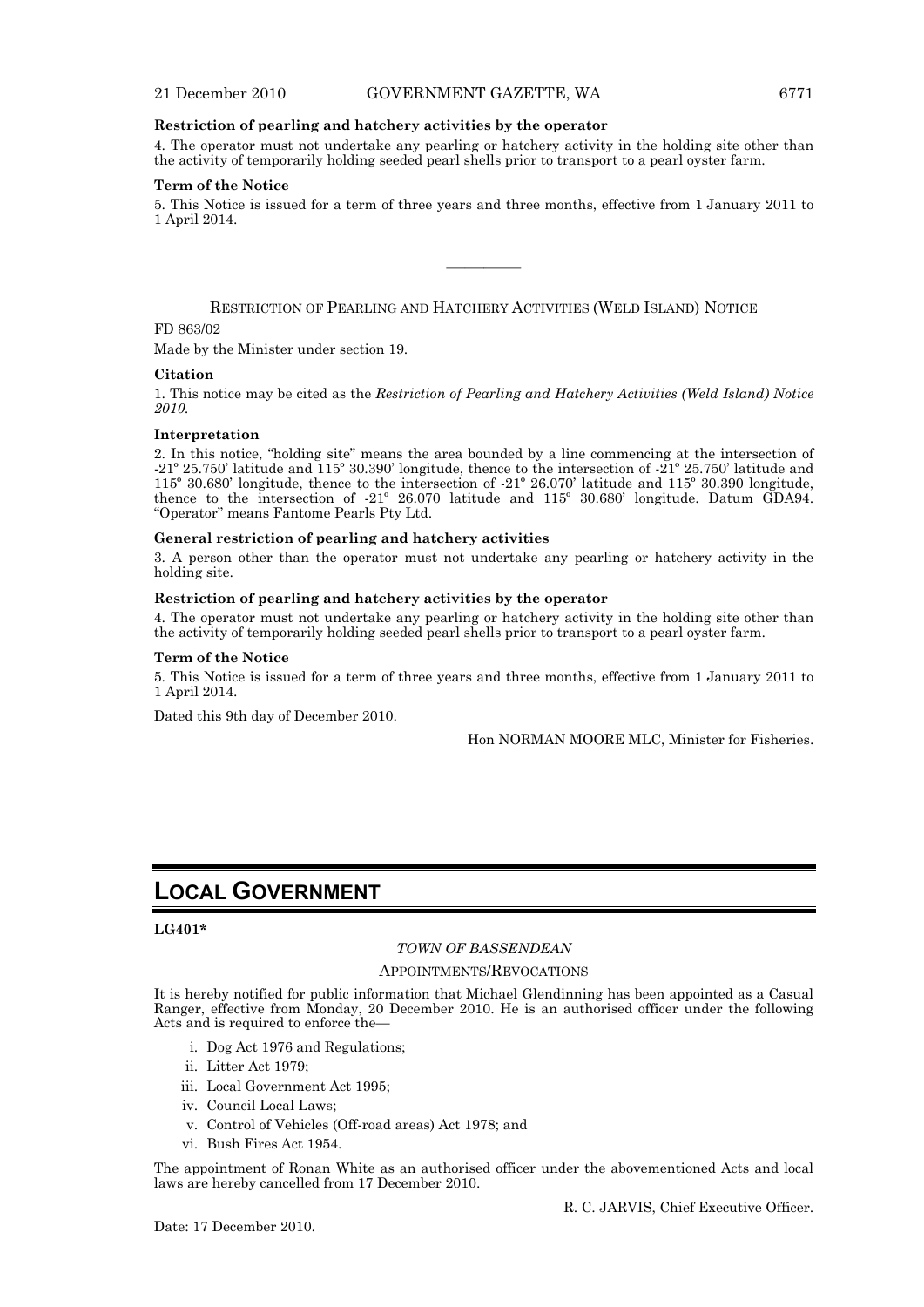**Restriction of pearling and hatchery activities by the operator**

4. The operator must not undertake any pearling or hatchery activity in the holding site other than the activity of temporarily holding seeded pearl shells prior to transport to a pearl oyster farm.

**Term of the Notice**

5. This Notice is issued for a term of three years and three months, effective from 1 January 2011 to 1 April 2014.

---

RESTRICTION OF PEARLING AND HATCHERY ACTIVITIES (WELD ISLAND) NOTICE

FD 863/02

Made by the Minister under section 19.

**Citation**

1. This notice may be cited as the *Restriction of Pearling and Hatchery Activities (Weld Island) Notice 2010*.

**Interpretation**

2. In this notice, "holding site" means the area bounded by a line commencing at the intersection of -21º 25.750' latitude and 115º 30.390' longitude, thence to the intersection of -21º 25.750' latitude and 115º 30.680' longitude, thence to the intersection of -21º 26.070' latitude and 115º 30.390 longitude, thence to the intersection of -21º 26.070 latitude and 115º 30.680' longitude. Datum GDA94. "Operator" means Fantome Pearls Pty Ltd.

**General restriction of pearling and hatchery activities**

3. A person other than the operator must not undertake any pearling or hatchery activity in the holding site.

**Restriction of pearling and hatchery activities by the operator**

4. The operator must not undertake any pearling or hatchery activity in the holding site other than the activity of temporarily holding seeded pearl shells prior to transport to a pearl oyster farm.

**Term of the Notice**

5. This Notice is issued for a term of three years and three months, effective from 1 January 2011 to 1 April 2014.

Dated this 9th day of December 2010.

Hon NORMAN MOORE MLC, Minister for Fisheries.

# LOCAL GOVERNMENT

**LG401***

*TOWN OF BASSENDEAN*

APPOINTMENTS/REVOCATIONS

It is hereby notified for public information that Michael Glendinning has been appointed as a Casual Ranger, effective from Monday, 20 December 2010. He is an authorised officer under the following Acts and is required to enforce the—

i. Dog Act 1976 and Regulations;
ii. Litter Act 1979;
iii. Local Government Act 1995;
iv. Council Local Laws;
v. Control of Vehicles (Off-road areas) Act 1978; and
vi. Bush Fires Act 1954.

The appointment of Ronan White as an authorised officer under the abovementioned Acts and local laws are hereby cancelled from 17 December 2010.

R. C. JARVIS, Chief Executive Officer.

Date: 17 December 2010.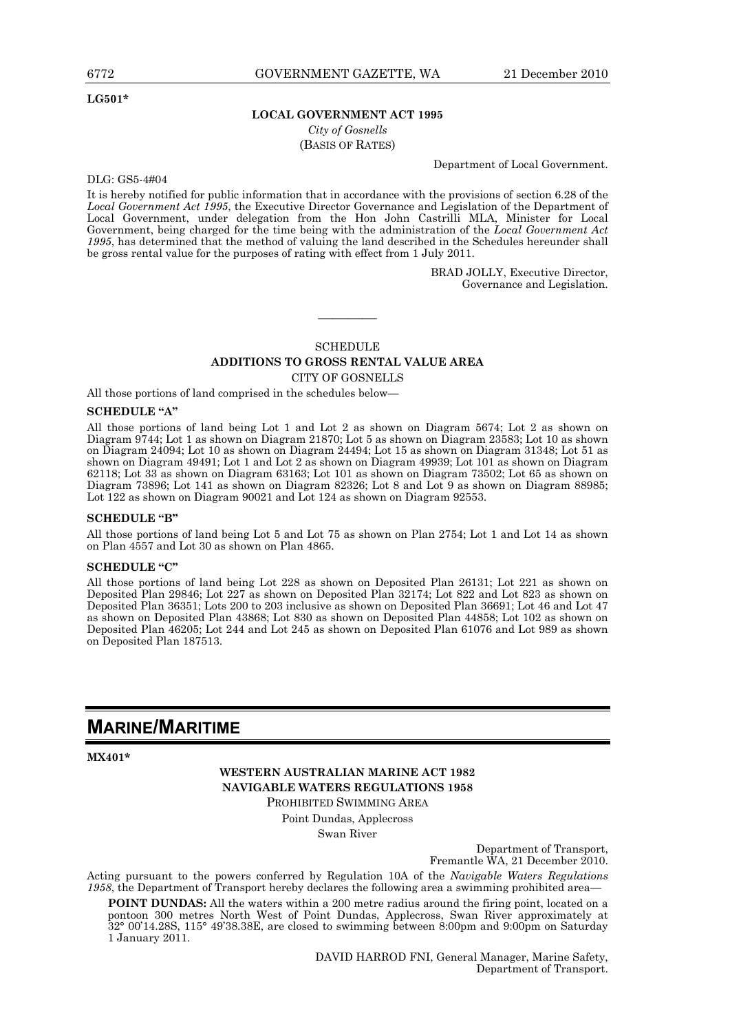**LG501***

**LOCAL GOVERNMENT ACT 1995**

*City of Gosnells*

(BASIS OF RATES)

Department of Local Government.

DLG: GS5-4#04

It is hereby notified for public information that in accordance with the provisions of section 6.28 of the *Local Government Act 1995*, the Executive Director Governance and Legislation of the Department of Local Government, under delegation from the Hon John Castrilli MLA, Minister for Local Government, being charged for the time being with the administration of the *Local Government Act 1995*, has determined that the method of valuing the land described in the Schedules hereunder shall be gross rental value for the purposes of rating with effect from 1 July 2011.

BRAD JOLLY, Executive Director,
Governance and Legislation.

---

SCHEDULE

**ADDITIONS TO GROSS RENTAL VALUE AREA**

CITY OF GOSNELLS

All those portions of land comprised in the schedules below—

**SCHEDULE "A"**

All those portions of land being Lot 1 and Lot 2 as shown on Diagram 5674; Lot 2 as shown on Diagram 9744; Lot 1 as shown on Diagram 21870; Lot 5 as shown on Diagram 23583; Lot 10 as shown on Diagram 24094; Lot 10 as shown on Diagram 24494; Lot 15 as shown on Diagram 31348; Lot 51 as shown on Diagram 49491; Lot 1 and Lot 2 as shown on Diagram 49939; Lot 101 as shown on Diagram 62118; Lot 33 as shown on Diagram 63163; Lot 101 as shown on Diagram 73502; Lot 65 as shown on Diagram 73896; Lot 141 as shown on Diagram 82326; Lot 8 and Lot 9 as shown on Diagram 88985; Lot 122 as shown on Diagram 90021 and Lot 124 as shown on Diagram 92553.

**SCHEDULE "B"**

All those portions of land being Lot 5 and Lot 75 as shown on Plan 2754; Lot 1 and Lot 14 as shown on Plan 4557 and Lot 30 as shown on Plan 4865.

**SCHEDULE "C"**

All those portions of land being Lot 228 as shown on Deposited Plan 26131; Lot 221 as shown on Deposited Plan 29846; Lot 227 as shown on Deposited Plan 32174; Lot 822 and Lot 823 as shown on Deposited Plan 36351; Lots 200 to 203 inclusive as shown on Deposited Plan 36691; Lot 46 and Lot 47 as shown on Deposited Plan 43868; Lot 830 as shown on Deposited Plan 44858; Lot 102 as shown on Deposited Plan 46205; Lot 244 and Lot 245 as shown on Deposited Plan 61076 and Lot 989 as shown on Deposited Plan 187513.

# MARINE/MARITIME

**MX401***

**WESTERN AUSTRALIAN MARINE ACT 1982**

**NAVIGABLE WATERS REGULATIONS 1958**

PROHIBITED SWIMMING AREA

Point Dundas, Applecross

Swan River

Department of Transport,
Fremantle WA, 21 December 2010.

Acting pursuant to the powers conferred by Regulation 10A of the *Navigable Waters Regulations 1958*, the Department of Transport hereby declares the following area a swimming prohibited area—

**POINT DUNDAS:** All the waters within a 200 metre radius around the firing point, located on a pontoon 300 metres North West of Point Dundas, Applecross, Swan River approximately at 32° 00'14.28S, 115° 49'38.38E, are closed to swimming between 8:00pm and 9:00pm on Saturday 1 January 2011.

DAVID HARROD FNI, General Manager, Marine Safety,
Department of Transport.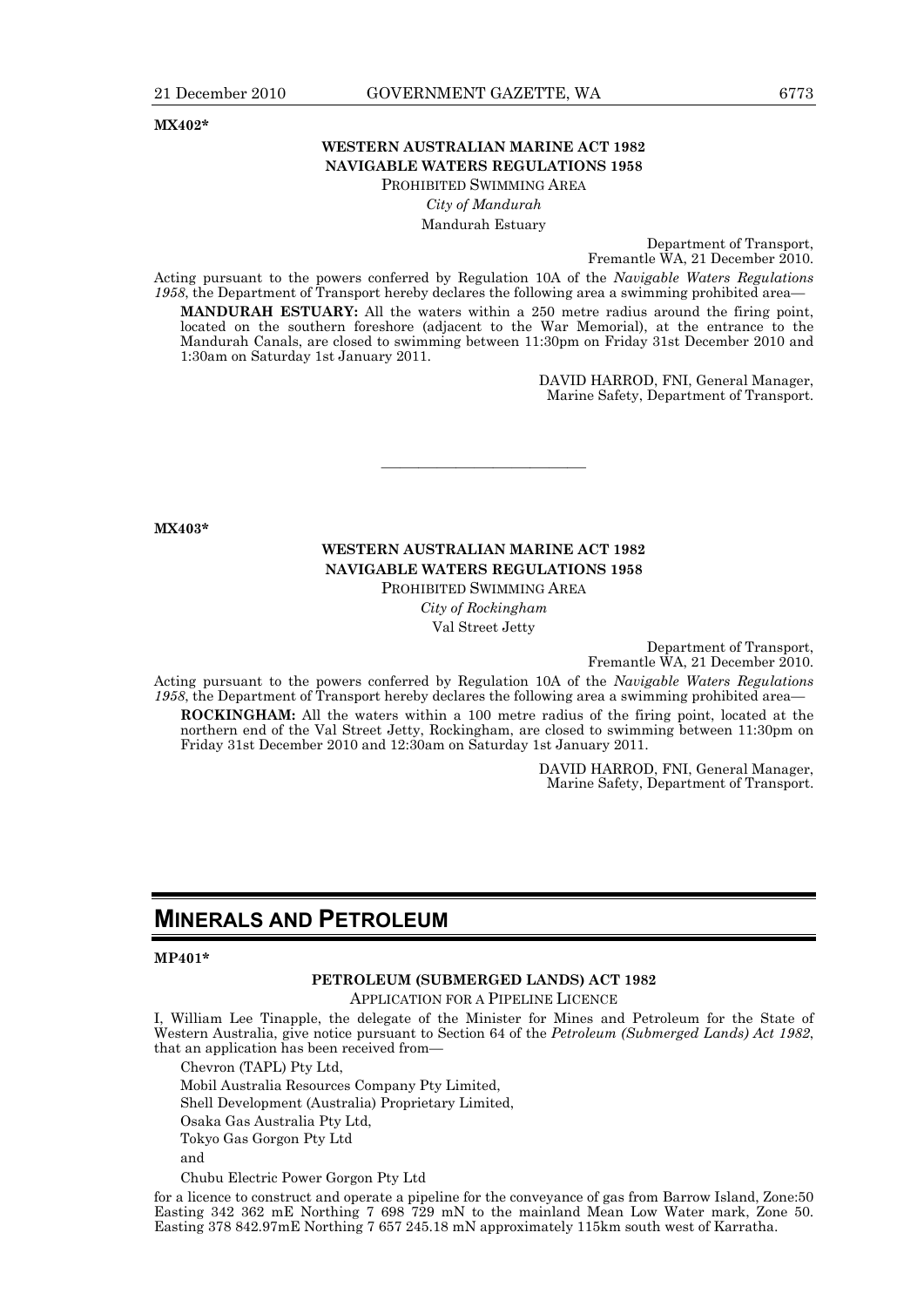**MX402***

**WESTERN AUSTRALIAN MARINE ACT 1982**
**NAVIGABLE WATERS REGULATIONS 1958**

PROHIBITED SWIMMING AREA

*City of Mandurah*

Mandurah Estuary

Department of Transport,
Fremantle WA, 21 December 2010.

Acting pursuant to the powers conferred by Regulation 10A of the *Navigable Waters Regulations 1958*, the Department of Transport hereby declares the following area a swimming prohibited area—

**MANDURAH ESTUARY:** All the waters within a 250 metre radius around the firing point, located on the southern foreshore (adjacent to the War Memorial), at the entrance to the Mandurah Canals, are closed to swimming between 11:30pm on Friday 31st December 2010 and 1:30am on Saturday 1st January 2011.

DAVID HARROD, FNI, General Manager,
Marine Safety, Department of Transport.

---

**MX403***

**WESTERN AUSTRALIAN MARINE ACT 1982**
**NAVIGABLE WATERS REGULATIONS 1958**

PROHIBITED SWIMMING AREA

*City of Rockingham*

Val Street Jetty

Department of Transport,
Fremantle WA, 21 December 2010.

Acting pursuant to the powers conferred by Regulation 10A of the *Navigable Waters Regulations 1958*, the Department of Transport hereby declares the following area a swimming prohibited area—

**ROCKINGHAM:** All the waters within a 100 metre radius of the firing point, located at the northern end of the Val Street Jetty, Rockingham, are closed to swimming between 11:30pm on Friday 31st December 2010 and 12:30am on Saturday 1st January 2011.

DAVID HARROD, FNI, General Manager,
Marine Safety, Department of Transport.

# MINERALS AND PETROLEUM

**MP401***

**PETROLEUM (SUBMERGED LANDS) ACT 1982**

APPLICATION FOR A PIPELINE LICENCE

I, William Lee Tinapple, the delegate of the Minister for Mines and Petroleum for the State of Western Australia, give notice pursuant to Section 64 of the *Petroleum (Submerged Lands) Act 1982*, that an application has been received from—

Chevron (TAPL) Pty Ltd,

Mobil Australia Resources Company Pty Limited,

Shell Development (Australia) Proprietary Limited,

Osaka Gas Australia Pty Ltd,

Tokyo Gas Gorgon Pty Ltd

and

Chubu Electric Power Gorgon Pty Ltd

for a licence to construct and operate a pipeline for the conveyance of gas from Barrow Island, Zone:50 Easting 342 362 mE Northing 7 698 729 mN to the mainland Mean Low Water mark, Zone 50. Easting 378 842.97mE Northing 7 657 245.18 mN approximately 115km south west of Karratha.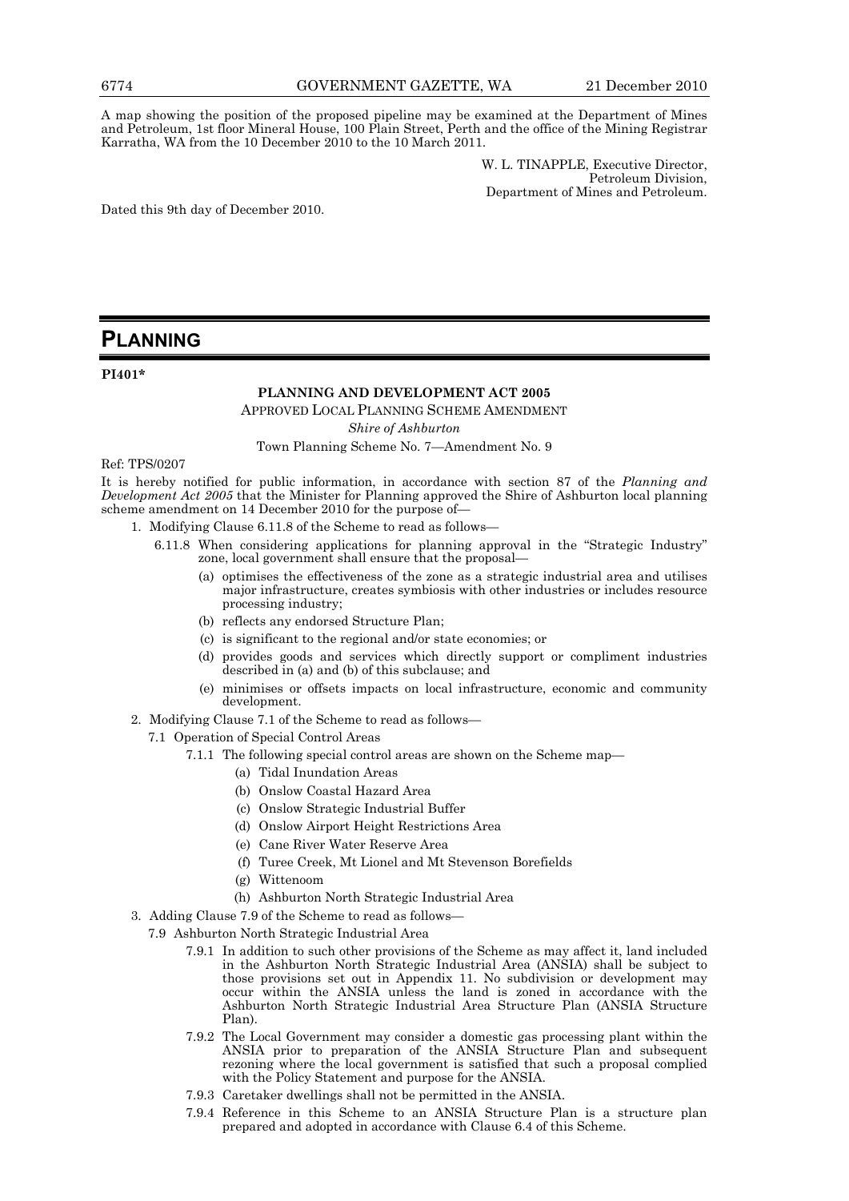A map showing the position of the proposed pipeline may be examined at the Department of Mines and Petroleum, 1st floor Mineral House, 100 Plain Street, Perth and the office of the Mining Registrar Karratha, WA from the 10 December 2010 to the 10 March 2011.

W. L. TINAPPLE, Executive Director,
Petroleum Division,
Department of Mines and Petroleum.

Dated this 9th day of December 2010.

# PLANNING

**PI401***

**PLANNING AND DEVELOPMENT ACT 2005**

APPROVED LOCAL PLANNING SCHEME AMENDMENT

*Shire of Ashburton*

Town Planning Scheme No. 7—Amendment No. 9

Ref: TPS/0207

It is hereby notified for public information, in accordance with section 87 of the *Planning and Development Act 2005* that the Minister for Planning approved the Shire of Ashburton local planning scheme amendment on 14 December 2010 for the purpose of—

1. Modifying Clause 6.11.8 of the Scheme to read as follows—
   - 6.11.8 When considering applications for planning approval in the "Strategic Industry" zone, local government shall ensure that the proposal—
     - (a) optimises the effectiveness of the zone as a strategic industrial area and utilises major infrastructure, creates symbiosis with other industries or includes resource processing industry;
     - (b) reflects any endorsed Structure Plan;
     - (c) is significant to the regional and/or state economies; or
     - (d) provides goods and services which directly support or compliment industries described in (a) and (b) of this subclause; and
     - (e) minimises or offsets impacts on local infrastructure, economic and community development.
2. Modifying Clause 7.1 of the Scheme to read as follows—
   - 7.1 Operation of Special Control Areas
     - 7.1.1 The following special control areas are shown on the Scheme map—
       - (a) Tidal Inundation Areas
       - (b) Onslow Coastal Hazard Area
       - (c) Onslow Strategic Industrial Buffer
       - (d) Onslow Airport Height Restrictions Area
       - (e) Cane River Water Reserve Area
       - (f) Turee Creek, Mt Lionel and Mt Stevenson Borefields
       - (g) Wittenoom
       - (h) Ashburton North Strategic Industrial Area
3. Adding Clause 7.9 of the Scheme to read as follows—
   - 7.9 Ashburton North Strategic Industrial Area
     - 7.9.1 In addition to such other provisions of the Scheme as may affect it, land included in the Ashburton North Strategic Industrial Area (ANSIA) shall be subject to those provisions set out in Appendix 11. No subdivision or development may occur within the ANSIA unless the land is zoned in accordance with the Ashburton North Strategic Industrial Area Structure Plan (ANSIA Structure Plan).
     - 7.9.2 The Local Government may consider a domestic gas processing plant within the ANSIA prior to preparation of the ANSIA Structure Plan and subsequent rezoning where the local government is satisfied that such a proposal complied with the Policy Statement and purpose for the ANSIA.
     - 7.9.3 Caretaker dwellings shall not be permitted in the ANSIA.
     - 7.9.4 Reference in this Scheme to an ANSIA Structure Plan is a structure plan prepared and adopted in accordance with Clause 6.4 of this Scheme.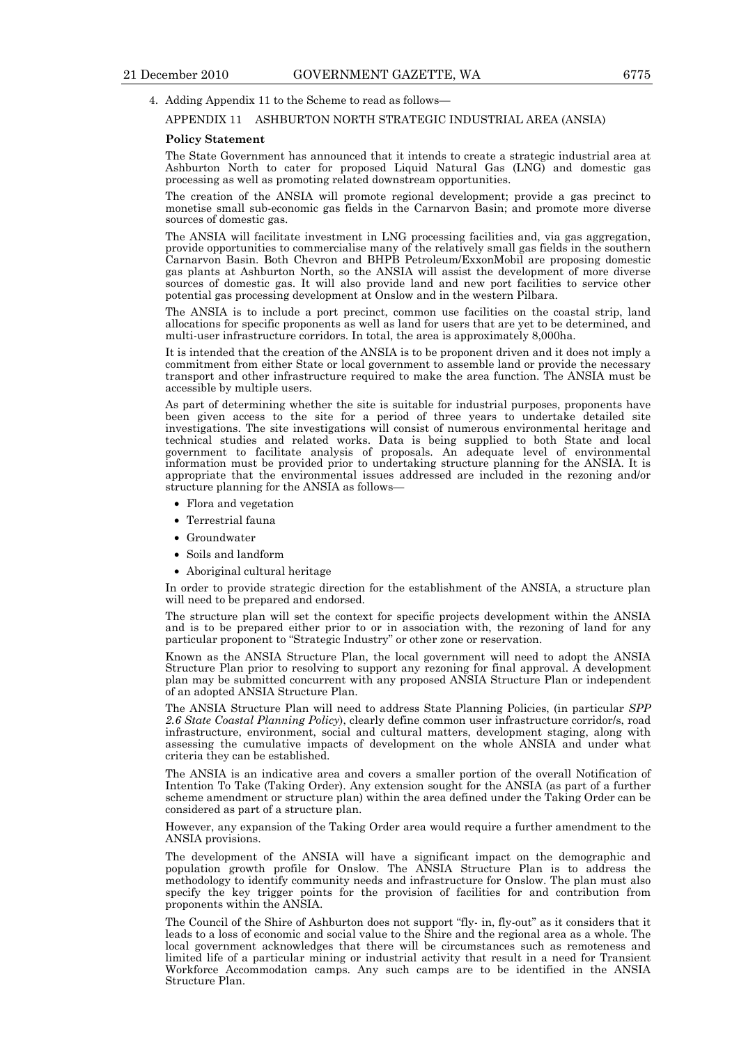4. Adding Appendix 11 to the Scheme to read as follows—

APPENDIX 11 ASHBURTON NORTH STRATEGIC INDUSTRIAL AREA (ANSIA)

**Policy Statement**

The State Government has announced that it intends to create a strategic industrial area at Ashburton North to cater for proposed Liquid Natural Gas (LNG) and domestic gas processing as well as promoting related downstream opportunities.

The creation of the ANSIA will promote regional development; provide a gas precinct to monetise small sub-economic gas fields in the Carnarvon Basin; and promote more diverse sources of domestic gas.

The ANSIA will facilitate investment in LNG processing facilities and, via gas aggregation, provide opportunities to commercialise many of the relatively small gas fields in the southern Carnarvon Basin. Both Chevron and BHPB Petroleum/ExxonMobil are proposing domestic gas plants at Ashburton North, so the ANSIA will assist the development of more diverse sources of domestic gas. It will also provide land and new port facilities to service other potential gas processing development at Onslow and in the western Pilbara.

The ANSIA is to include a port precinct, common use facilities on the coastal strip, land allocations for specific proponents as well as land for users that are yet to be determined, and multi-user infrastructure corridors. In total, the area is approximately 8,000ha.

It is intended that the creation of the ANSIA is to be proponent driven and it does not imply a commitment from either State or local government to assemble land or provide the necessary transport and other infrastructure required to make the area function. The ANSIA must be accessible by multiple users.

As part of determining whether the site is suitable for industrial purposes, proponents have been given access to the site for a period of three years to undertake detailed site investigations. The site investigations will consist of numerous environmental heritage and technical studies and related works. Data is being supplied to both State and local government to facilitate analysis of proposals. An adequate level of environmental information must be provided prior to undertaking structure planning for the ANSIA. It is appropriate that the environmental issues addressed are included in the rezoning and/or structure planning for the ANSIA as follows—

- Flora and vegetation
- Terrestrial fauna
- Groundwater
- Soils and landform
- Aboriginal cultural heritage

In order to provide strategic direction for the establishment of the ANSIA, a structure plan will need to be prepared and endorsed.

The structure plan will set the context for specific projects development within the ANSIA and is to be prepared either prior to or in association with, the rezoning of land for any particular proponent to "Strategic Industry" or other zone or reservation.

Known as the ANSIA Structure Plan, the local government will need to adopt the ANSIA Structure Plan prior to resolving to support any rezoning for final approval. A development plan may be submitted concurrent with any proposed ANSIA Structure Plan or independent of an adopted ANSIA Structure Plan.

The ANSIA Structure Plan will need to address State Planning Policies, (in particular *SPP 2.6 State Coastal Planning Policy*), clearly define common user infrastructure corridor/s, road infrastructure, environment, social and cultural matters, development staging, along with assessing the cumulative impacts of development on the whole ANSIA and under what criteria they can be established.

The ANSIA is an indicative area and covers a smaller portion of the overall Notification of Intention To Take (Taking Order). Any extension sought for the ANSIA (as part of a further scheme amendment or structure plan) within the area defined under the Taking Order can be considered as part of a structure plan.

However, any expansion of the Taking Order area would require a further amendment to the ANSIA provisions.

The development of the ANSIA will have a significant impact on the demographic and population growth profile for Onslow. The ANSIA Structure Plan is to address the methodology to identify community needs and infrastructure for Onslow. The plan must also specify the key trigger points for the provision of facilities for and contribution from proponents within the ANSIA.

The Council of the Shire of Ashburton does not support "fly- in, fly-out" as it considers that it leads to a loss of economic and social value to the Shire and the regional area as a whole. The local government acknowledges that there will be circumstances such as remoteness and limited life of a particular mining or industrial activity that result in a need for Transient Workforce Accommodation camps. Any such camps are to be identified in the ANSIA Structure Plan.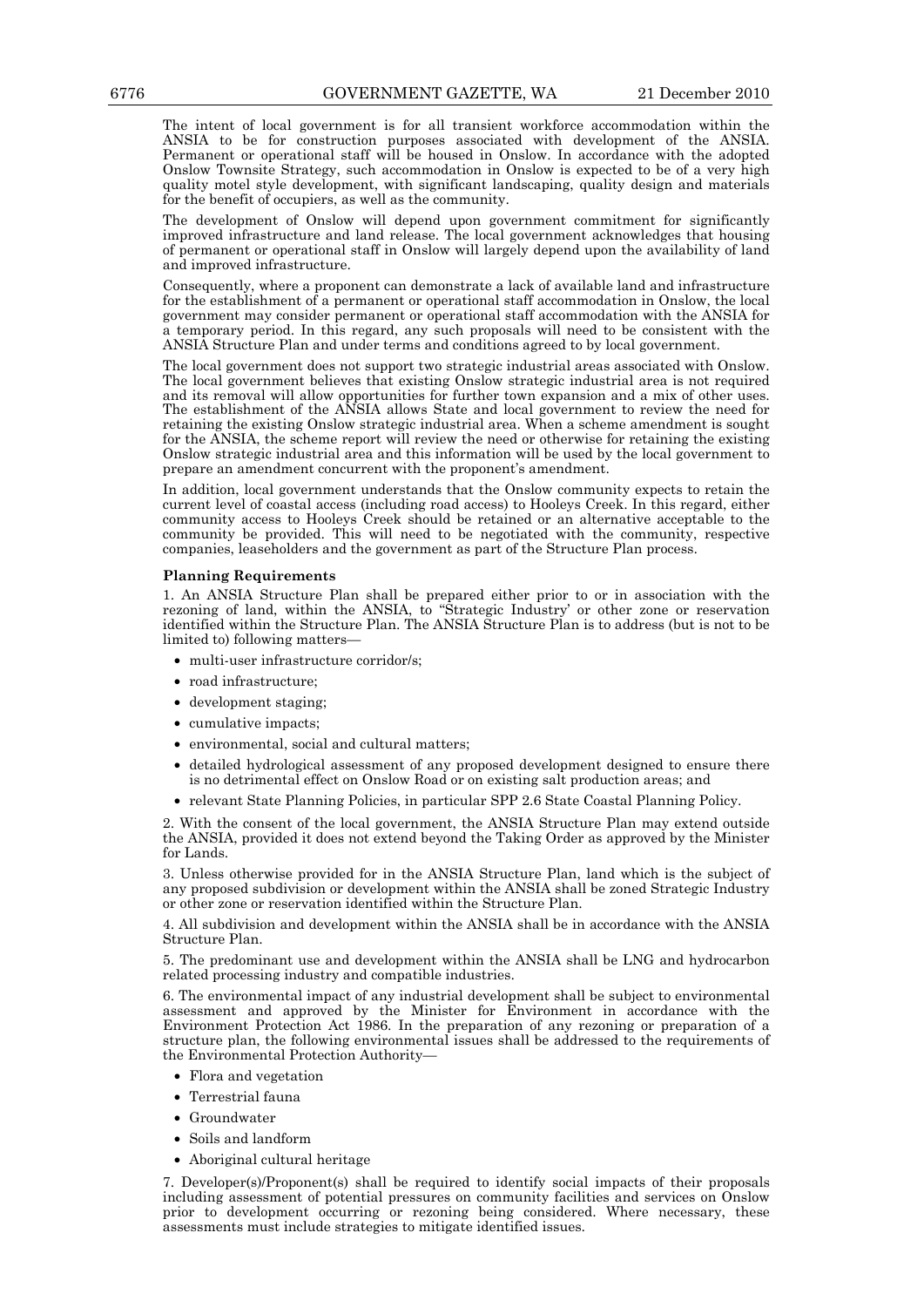The intent of local government is for all transient workforce accommodation within the ANSIA to be for construction purposes associated with development of the ANSIA. Permanent or operational staff will be housed in Onslow. In accordance with the adopted Onslow Townsite Strategy, such accommodation in Onslow is expected to be of a very high quality motel style development, with significant landscaping, quality design and materials for the benefit of occupiers, as well as the community.

The development of Onslow will depend upon government commitment for significantly improved infrastructure and land release. The local government acknowledges that housing of permanent or operational staff in Onslow will largely depend upon the availability of land and improved infrastructure.

Consequently, where a proponent can demonstrate a lack of available land and infrastructure for the establishment of a permanent or operational staff accommodation in Onslow, the local government may consider permanent or operational staff accommodation with the ANSIA for a temporary period. In this regard, any such proposals will need to be consistent with the ANSIA Structure Plan and under terms and conditions agreed to by local government.

The local government does not support two strategic industrial areas associated with Onslow. The local government believes that existing Onslow strategic industrial area is not required and its removal will allow opportunities for further town expansion and a mix of other uses. The establishment of the ANSIA allows State and local government to review the need for retaining the existing Onslow strategic industrial area. When a scheme amendment is sought for the ANSIA, the scheme report will review the need or otherwise for retaining the existing Onslow strategic industrial area and this information will be used by the local government to prepare an amendment concurrent with the proponent's amendment.

In addition, local government understands that the Onslow community expects to retain the current level of coastal access (including road access) to Hooleys Creek. In this regard, either community access to Hooleys Creek should be retained or an alternative acceptable to the community be provided. This will need to be negotiated with the community, respective companies, leaseholders and the government as part of the Structure Plan process.

**Planning Requirements**

1. An ANSIA Structure Plan shall be prepared either prior to or in association with the rezoning of land, within the ANSIA, to "Strategic Industry' or other zone or reservation identified within the Structure Plan. The ANSIA Structure Plan is to address (but is not to be limited to) following matters—
   - multi-user infrastructure corridor/s;
   - road infrastructure;
   - development staging;
   - cumulative impacts;
   - environmental, social and cultural matters;
   - detailed hydrological assessment of any proposed development designed to ensure there is no detrimental effect on Onslow Road or on existing salt production areas; and
   - relevant State Planning Policies, in particular SPP 2.6 State Coastal Planning Policy.

2. With the consent of the local government, the ANSIA Structure Plan may extend outside the ANSIA, provided it does not extend beyond the Taking Order as approved by the Minister for Lands.

3. Unless otherwise provided for in the ANSIA Structure Plan, land which is the subject of any proposed subdivision or development within the ANSIA shall be zoned Strategic Industry or other zone or reservation identified within the Structure Plan.

4. All subdivision and development within the ANSIA shall be in accordance with the ANSIA Structure Plan.

5. The predominant use and development within the ANSIA shall be LNG and hydrocarbon related processing industry and compatible industries.

6. The environmental impact of any industrial development shall be subject to environmental assessment and approved by the Minister for Environment in accordance with the Environment Protection Act 1986. In the preparation of any rezoning or preparation of a structure plan, the following environmental issues shall be addressed to the requirements of the Environmental Protection Authority—
   - Flora and vegetation
   - Terrestrial fauna
   - Groundwater
   - Soils and landform
   - Aboriginal cultural heritage

7. Developer(s)/Proponent(s) shall be required to identify social impacts of their proposals including assessment of potential pressures on community facilities and services on Onslow prior to development occurring or rezoning being considered. Where necessary, these assessments must include strategies to mitigate identified issues.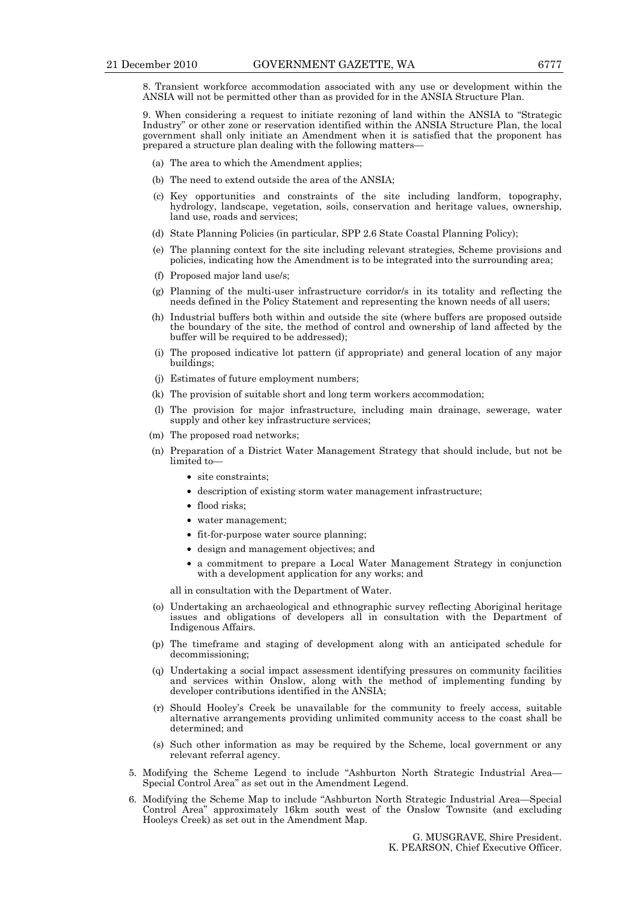8. Transient workforce accommodation associated with any use or development within the ANSIA will not be permitted other than as provided for in the ANSIA Structure Plan.

9. When considering a request to initiate rezoning of land within the ANSIA to "Strategic Industry" or other zone or reservation identified within the ANSIA Structure Plan, the local government shall only initiate an Amendment when it is satisfied that the proponent has prepared a structure plan dealing with the following matters—

(a) The area to which the Amendment applies;

(b) The need to extend outside the area of the ANSIA;

(c) Key opportunities and constraints of the site including landform, topography, hydrology, landscape, vegetation, soils, conservation and heritage values, ownership, land use, roads and services;

(d) State Planning Policies (in particular, SPP 2.6 State Coastal Planning Policy);

(e) The planning context for the site including relevant strategies, Scheme provisions and policies, indicating how the Amendment is to be integrated into the surrounding area;

(f) Proposed major land use/s;

(g) Planning of the multi-user infrastructure corridor/s in its totality and reflecting the needs defined in the Policy Statement and representing the known needs of all users;

(h) Industrial buffers both within and outside the site (where buffers are proposed outside the boundary of the site, the method of control and ownership of land affected by the buffer will be required to be addressed);

(i) The proposed indicative lot pattern (if appropriate) and general location of any major buildings;

(j) Estimates of future employment numbers;

(k) The provision of suitable short and long term workers accommodation;

(l) The provision for major infrastructure, including main drainage, sewerage, water supply and other key infrastructure services;

(m) The proposed road networks;

(n) Preparation of a District Water Management Strategy that should include, but not be limited to—

- site constraints;
- description of existing storm water management infrastructure;
- flood risks;
- water management;
- fit-for-purpose water source planning;
- design and management objectives; and
- a commitment to prepare a Local Water Management Strategy in conjunction with a development application for any works; and

all in consultation with the Department of Water.

(o) Undertaking an archaeological and ethnographic survey reflecting Aboriginal heritage issues and obligations of developers all in consultation with the Department of Indigenous Affairs.

(p) The timeframe and staging of development along with an anticipated schedule for decommissioning;

(q) Undertaking a social impact assessment identifying pressures on community facilities and services within Onslow, along with the method of implementing funding by developer contributions identified in the ANSIA;

(r) Should Hooley's Creek be unavailable for the community to freely access, suitable alternative arrangements providing unlimited community access to the coast shall be determined; and

(s) Such other information as may be required by the Scheme, local government or any relevant referral agency.

5. Modifying the Scheme Legend to include "Ashburton North Strategic Industrial Area—Special Control Area" as set out in the Amendment Legend.

6. Modifying the Scheme Map to include "Ashburton North Strategic Industrial Area—Special Control Area" approximately 16km south west of the Onslow Townsite (and excluding Hooleys Creek) as set out in the Amendment Map.

G. MUSGRAVE, Shire President.
K. PEARSON, Chief Executive Officer.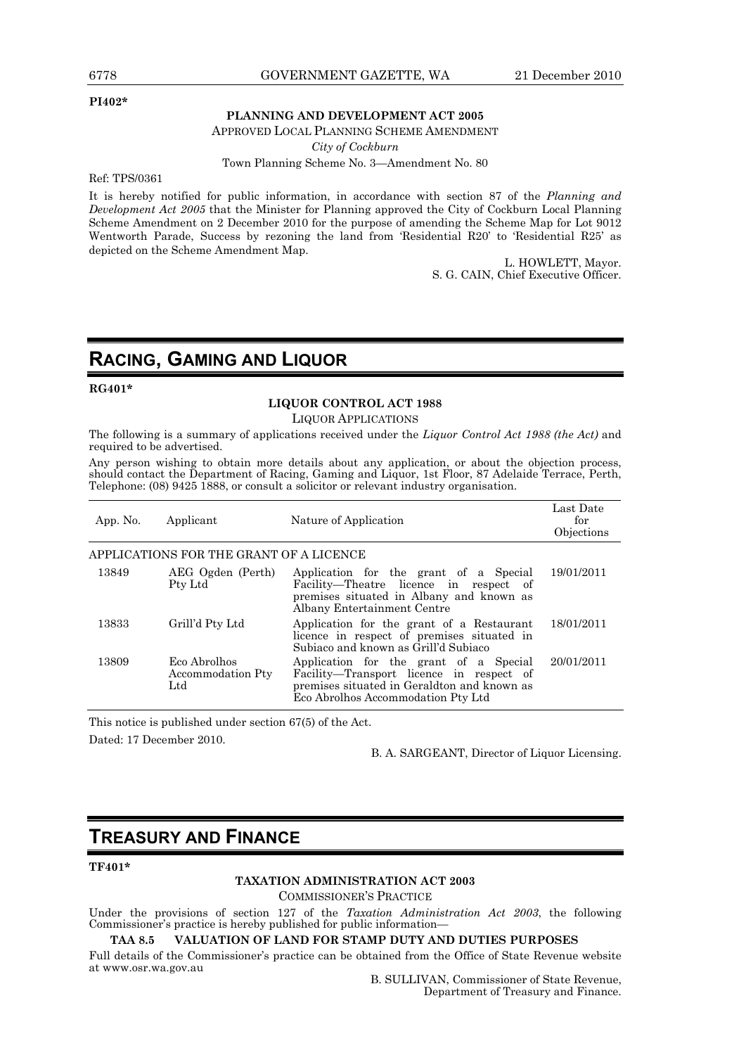**PI402***

**PLANNING AND DEVELOPMENT ACT 2005**

APPROVED LOCAL PLANNING SCHEME AMENDMENT

*City of Cockburn*

Town Planning Scheme No. 3—Amendment No. 80

Ref: TPS/0361

It is hereby notified for public information, in accordance with section 87 of the *Planning and Development Act 2005* that the Minister for Planning approved the City of Cockburn Local Planning Scheme Amendment on 2 December 2010 for the purpose of amending the Scheme Map for Lot 9012 Wentworth Parade, Success by rezoning the land from 'Residential R20' to 'Residential R25' as depicted on the Scheme Amendment Map.

L. HOWLETT, Mayor.
S. G. CAIN, Chief Executive Officer.

# RACING, GAMING AND LIQUOR

**RG401***

**LIQUOR CONTROL ACT 1988**

LIQUOR APPLICATIONS

The following is a summary of applications received under the *Liquor Control Act 1988 (the Act)* and required to be advertised.

Any person wishing to obtain more details about any application, or about the objection process, should contact the Department of Racing, Gaming and Liquor, 1st Floor, 87 Adelaide Terrace, Perth, Telephone: (08) 9425 1888, or consult a solicitor or relevant industry organisation.

| App. No. | Applicant | Nature of Application | Last Date for Objections |
|---|---|---|---|
| APPLICATIONS FOR THE GRANT OF A LICENCE | | | |
| 13849 | AEG Ogden (Perth) Pty Ltd | Application for the grant of a Special Facility—Theatre licence in respect of premises situated in Albany and known as Albany Entertainment Centre | 19/01/2011 |
| 13833 | Grill'd Pty Ltd | Application for the grant of a Restaurant licence in respect of premises situated in Subiaco and known as Grill'd Subiaco | 18/01/2011 |
| 13809 | Eco Abrolhos Accommodation Pty Ltd | Application for the grant of a Special Facility—Transport licence in respect of premises situated in Geraldton and known as Eco Abrolhos Accommodation Pty Ltd | 20/01/2011 |

This notice is published under section 67(5) of the Act.

Dated: 17 December 2010.

B. A. SARGEANT, Director of Liquor Licensing.

# TREASURY AND FINANCE

**TF401***

**TAXATION ADMINISTRATION ACT 2003**

COMMISSIONER'S PRACTICE

Under the provisions of section 127 of the *Taxation Administration Act 2003*, the following Commissioner's practice is hereby published for public information—

**TAA 8.5 VALUATION OF LAND FOR STAMP DUTY AND DUTIES PURPOSES**

Full details of the Commissioner's practice can be obtained from the Office of State Revenue website at www.osr.wa.gov.au

B. SULLIVAN, Commissioner of State Revenue,
Department of Treasury and Finance.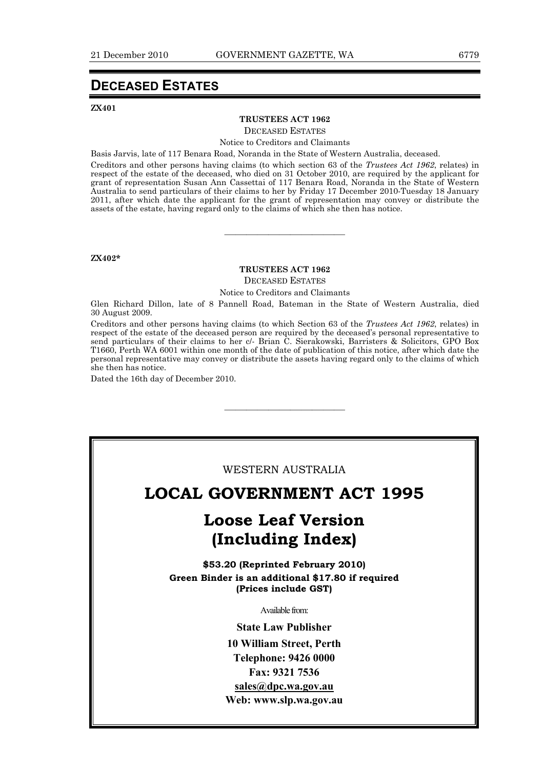# DECEASED ESTATES

**ZX401**

**TRUSTEES ACT 1962**

DECEASED ESTATES

Notice to Creditors and Claimants

Basis Jarvis, late of 117 Benara Road, Noranda in the State of Western Australia, deceased.

Creditors and other persons having claims (to which section 63 of the *Trustees Act 1962*, relates) in respect of the estate of the deceased, who died on 31 October 2010, are required by the applicant for grant of representation Susan Ann Cassettai of 117 Benara Road, Noranda in the State of Western Australia to send particulars of their claims to her by Friday 17 December 2010-Tuesday 18 January 2011, after which date the applicant for the grant of representation may convey or distribute the assets of the estate, having regard only to the claims of which she then has notice.

---

**ZX402***

**TRUSTEES ACT 1962**

DECEASED ESTATES

Notice to Creditors and Claimants

Glen Richard Dillon, late of 8 Pannell Road, Bateman in the State of Western Australia, died 30 August 2009.

Creditors and other persons having claims (to which Section 63 of the *Trustees Act 1962*, relates) in respect of the estate of the deceased person are required by the deceased's personal representative to send particulars of their claims to her c/- Brian C. Sierakowski, Barristers & Solicitors, GPO Box T1660, Perth WA 6001 within one month of the date of publication of this notice, after which date the personal representative may convey or distribute the assets having regard only to the claims of which she then has notice.

Dated the 16th day of December 2010.

---

WESTERN AUSTRALIA

## LOCAL GOVERNMENT ACT 1995

## Loose Leaf Version (Including Index)

**$53.20 (Reprinted February 2010)**

**Green Binder is an additional $17.80 if required**

**(Prices include GST)**

Available from:

**State Law Publisher**

**10 William Street, Perth**

**Telephone: 9426 0000**

**Fax: 9321 7536**

**sales@dpc.wa.gov.au**

**Web: www.slp.wa.gov.au**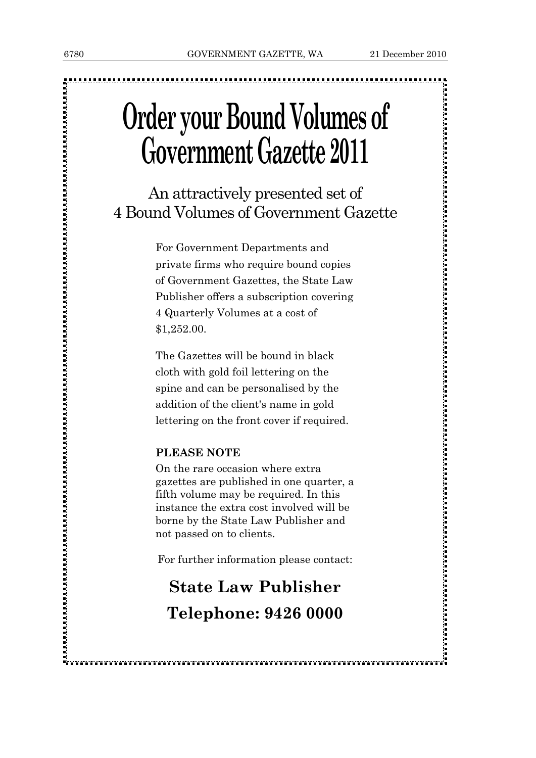# Order your Bound Volumes of Government Gazette 2011

## An attractively presented set of 4 Bound Volumes of Government Gazette

For Government Departments and private firms who require bound copies of Government Gazettes, the State Law Publisher offers a subscription covering 4 Quarterly Volumes at a cost of $1,252.00.

The Gazettes will be bound in black cloth with gold foil lettering on the spine and can be personalised by the addition of the client's name in gold lettering on the front cover if required.

**PLEASE NOTE**

On the rare occasion where extra gazettes are published in one quarter, a fifth volume may be required. In this instance the extra cost involved will be borne by the State Law Publisher and not passed on to clients.

For further information please contact:

**State Law Publisher**

**Telephone: 9426 0000**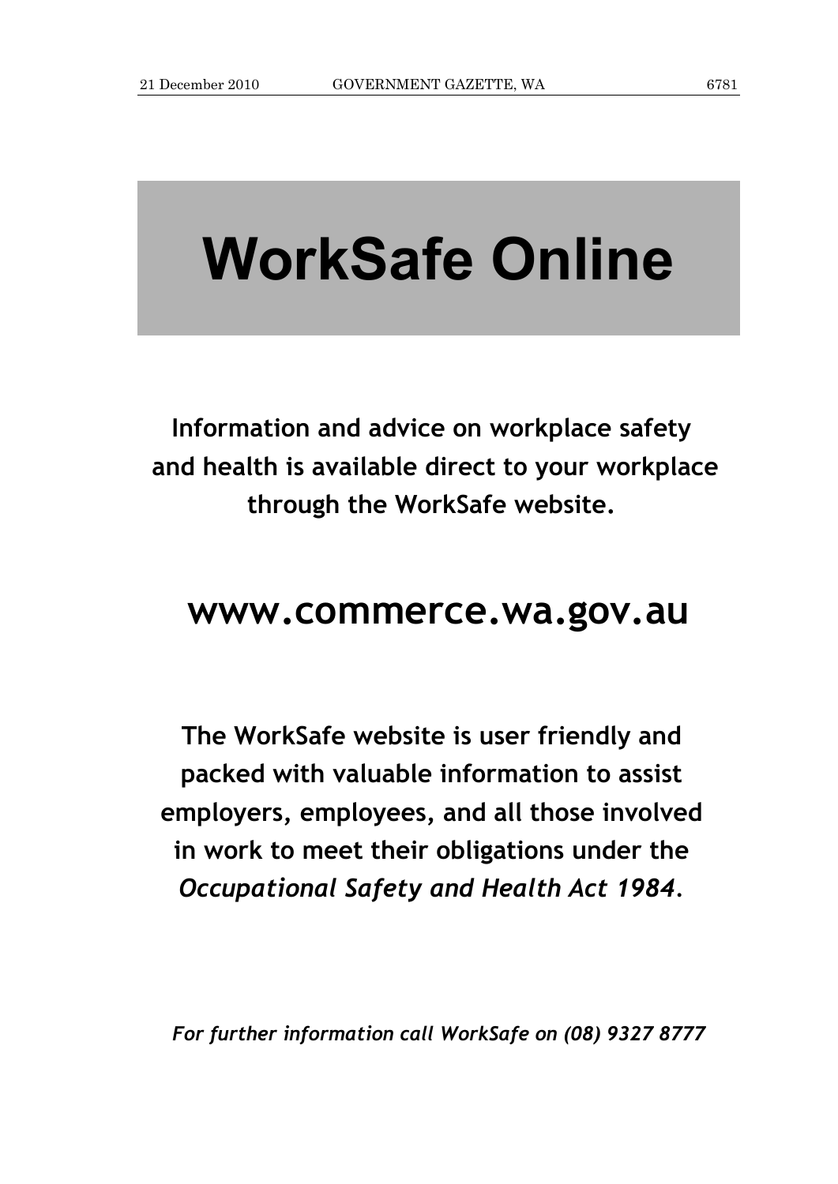# WorkSafe Online

**Information and advice on workplace safety and health is available direct to your workplace through the WorkSafe website.**

## www.commerce.wa.gov.au

**The WorkSafe website is user friendly and packed with valuable information to assist employers, employees, and all those involved in work to meet their obligations under the *Occupational Safety and Health Act 1984*.**

***For further information call WorkSafe on (08) 9327 8777***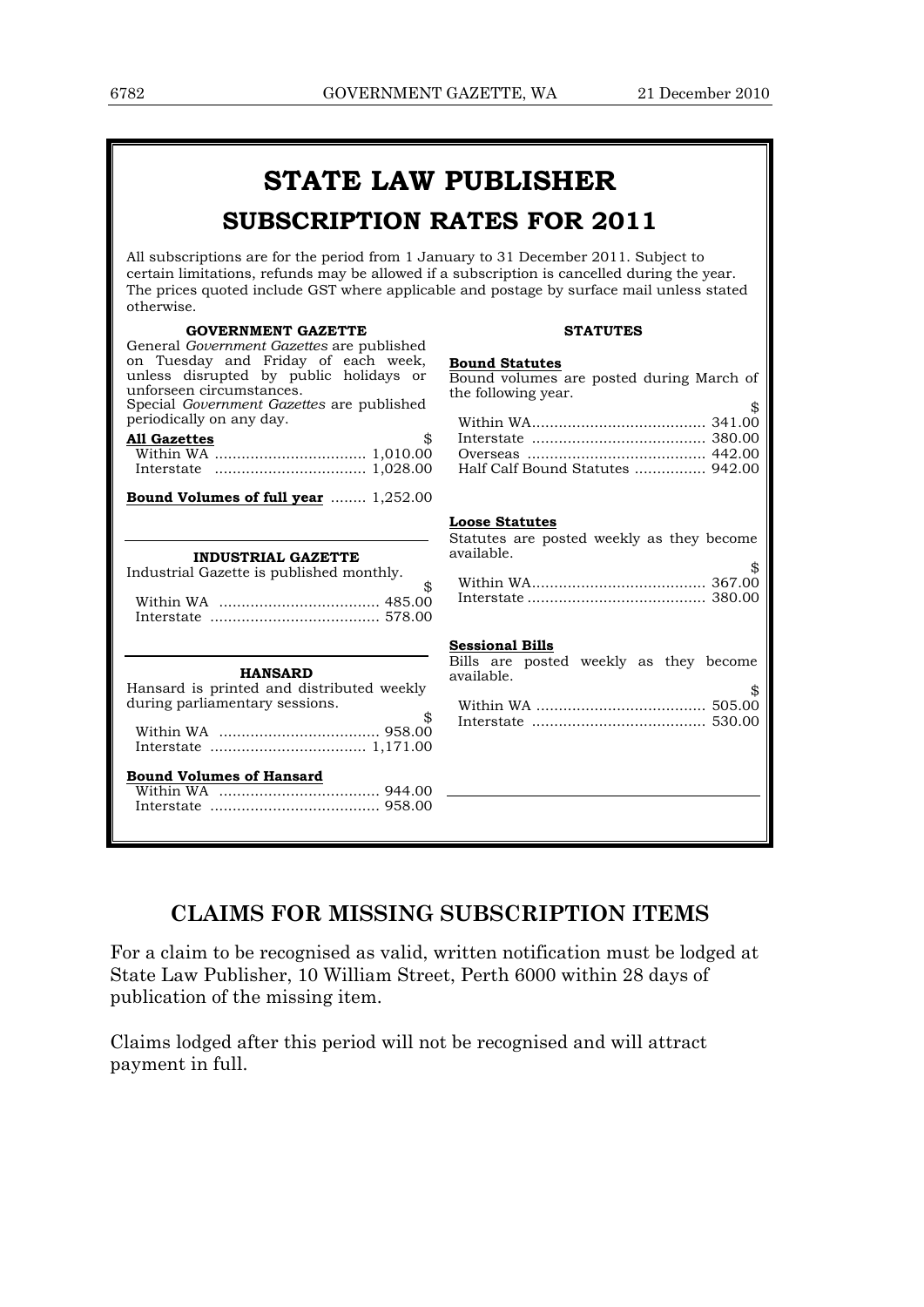# STATE LAW PUBLISHER

## SUBSCRIPTION RATES FOR 2011

All subscriptions are for the period from 1 January to 31 December 2011. Subject to certain limitations, refunds may be allowed if a subscription is cancelled during the year. The prices quoted include GST where applicable and postage by surface mail unless stated otherwise.

### GOVERNMENT GAZETTE

General *Government Gazettes* are published on Tuesday and Friday of each week, unless disrupted by public holidays or unforseen circumstances.

Special *Government Gazettes* are published periodically on any day.

**All Gazettes**

| | $ |
|---|---|
| Within WA | 1,010.00 |
| Interstate | 1,028.00 |

**Bound Volumes of full year** ........ 1,252.00

### INDUSTRIAL GAZETTE

Industrial Gazette is published monthly.

| | $ |
|---|---|
| Within WA | 485.00 |
| Interstate | 578.00 |

### HANSARD

Hansard is printed and distributed weekly during parliamentary sessions.

| | $ |
|---|---|
| Within WA | 958.00 |
| Interstate | 1,171.00 |

**Bound Volumes of Hansard**

| | |
|---|---|
| Within WA | 944.00 |
| Interstate | 958.00 |

### STATUTES

**Bound Statutes**

Bound volumes are posted during March of the following year.

| | $ |
|---|---|
| Within WA | 341.00 |
| Interstate | 380.00 |
| Overseas | 442.00 |
| Half Calf Bound Statutes | 942.00 |

**Loose Statutes**

Statutes are posted weekly as they become available.

| | $ |
|---|---|
| Within WA | 367.00 |
| Interstate | 380.00 |

**Sessional Bills**

Bills are posted weekly as they become available.

| | $ |
|---|---|
| Within WA | 505.00 |
| Interstate | 530.00 |

## CLAIMS FOR MISSING SUBSCRIPTION ITEMS

For a claim to be recognised as valid, written notification must be lodged at State Law Publisher, 10 William Street, Perth 6000 within 28 days of publication of the missing item.

Claims lodged after this period will not be recognised and will attract payment in full.